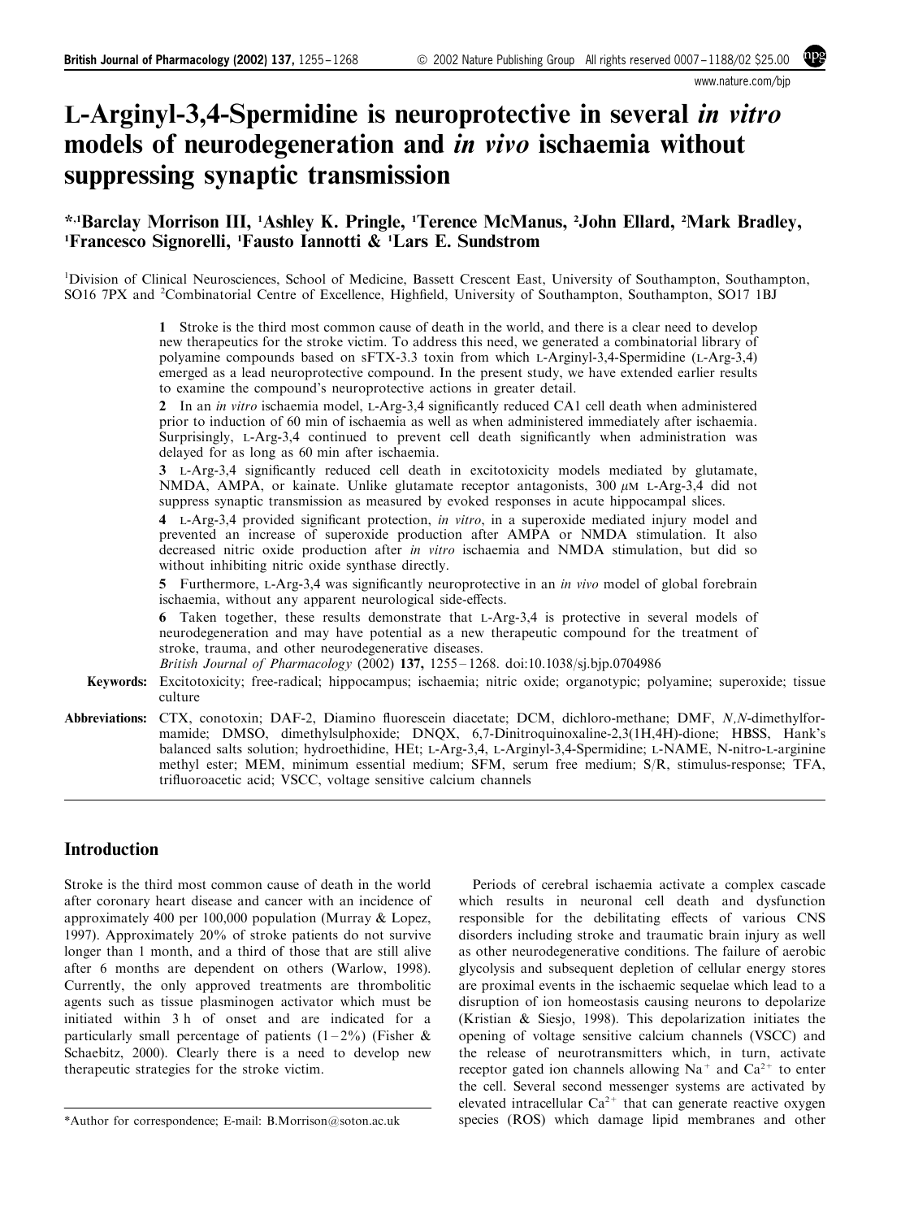# L-Arginyl-3,4-Spermidine is neuroprotective in several *in vitro* models of neurodegeneration and *in vivo* ischaemia without suppressing synaptic transmission

**\*,[1]Barclay Morrison III, [1]Ashley K. Pringle, [1]Terence McManus, [2]John Ellard, [2]Mark Bradley, [1]Francesco Signorelli, [1]Fausto Iannotti & [1]Lars E. Sundstrom**

[1]Division of Clinical Neurosciences, School of Medicine, Bassett Crescent East, University of Southampton, Southampton, SO16 7PX and [2]Combinatorial Centre of Excellence, Highfield, University of Southampton, Southampton, SO17 1BJ

**1** Stroke is the third most common cause of death in the world, and there is a clear need to develop new therapeutics for the stroke victim. To address this need, we generated a combinatorial library of polyamine compounds based on sFTX-3.3 toxin from which L-Arginyl-3,4-Spermidine (L-Arg-3,4) emerged as a lead neuroprotective compound. In the present study, we have extended earlier results to examine the compound's neuroprotective actions in greater detail.

**2** In an *in vitro* ischaemia model, L-Arg-3,4 significantly reduced CA1 cell death when administered prior to induction of 60 min of ischaemia as well as when administered immediately after ischaemia. Surprisingly, L-Arg-3,4 continued to prevent cell death significantly when administration was delayed for as long as 60 min after ischaemia.

**3** L-Arg-3,4 significantly reduced cell death in excitotoxicity models mediated by glutamate, NMDA, AMPA, or kainate. Unlike glutamate receptor antagonists, 300 $\mu$M L-Arg-3,4 did not suppress synaptic transmission as measured by evoked responses in acute hippocampal slices.

**4** L-Arg-3,4 provided significant protection, *in vitro*, in a superoxide mediated injury model and prevented an increase of superoxide production after AMPA or NMDA stimulation. It also decreased nitric oxide production after *in vitro* ischaemia and NMDA stimulation, but did so without inhibiting nitric oxide synthase directly.

**5** Furthermore, L-Arg-3,4 was significantly neuroprotective in an *in vivo* model of global forebrain ischaemia, without any apparent neurological side-effects.

**6** Taken together, these results demonstrate that L-Arg-3,4 is protective in several models of neurodegeneration and may have potential as a new therapeutic compound for the treatment of stroke, trauma, and other neurodegenerative diseases.

*British Journal of Pharmacology* (2002) **137,** 1255–1268. doi:10.1038/sj.bjp.0704986

**Keywords:** Excitotoxicity; free-radical; hippocampus; ischaemia; nitric oxide; organotypic; polyamine; superoxide; tissue culture

**Abbreviations:** CTX, conotoxin; DAF-2, Diamino fluorescein diacetate; DCM, dichloro-methane; DMF, *N,N*-dimethylformamide; DMSO, dimethylsulphoxide; DNQX, 6,7-Dinitroquinoxaline-2,3(1H,4H)-dione; HBSS, Hank's balanced salts solution; hydroethidine, HEt; L-Arg-3,4, L-Arginyl-3,4-Spermidine; L-NAME, N-nitro-L-arginine methyl ester; MEM, minimum essential medium; SFM, serum free medium; S/R, stimulus-response; TFA, trifluoroacetic acid; VSCC, voltage sensitive calcium channels

## Introduction

Stroke is the third most common cause of death in the world after coronary heart disease and cancer with an incidence of approximately 400 per 100,000 population (Murray & Lopez, 1997). Approximately 20% of stroke patients do not survive longer than 1 month, and a third of those that are still alive after 6 months are dependent on others (Warlow, 1998). Currently, the only approved treatments are thrombolitic agents such as tissue plasminogen activator which must be initiated within 3 h of onset and are indicated for a particularly small percentage of patients (1–2%) (Fisher & Schaebitz, 2000). Clearly there is a need to develop new therapeutic strategies for the stroke victim.

Periods of cerebral ischaemia activate a complex cascade which results in neuronal cell death and dysfunction responsible for the debilitating effects of various CNS disorders including stroke and traumatic brain injury as well as other neurodegenerative conditions. The failure of aerobic glycolysis and subsequent depletion of cellular energy stores are proximal events in the ischaemic sequelae which lead to a disruption of ion homeostasis causing neurons to depolarize (Kristian & Siesjo, 1998). This depolarization initiates the opening of voltage sensitive calcium channels (VSCC) and the release of neurotransmitters which, in turn, activate receptor gated ion channels allowing $Na^+$ and $Ca^{2+}$ to enter the cell. Several second messenger systems are activated by elevated intracellular $Ca^{2+}$ that can generate reactive oxygen species (ROS) which damage lipid membranes and other

\*Author for correspondence; E-mail: B.Morrison@soton.ac.uk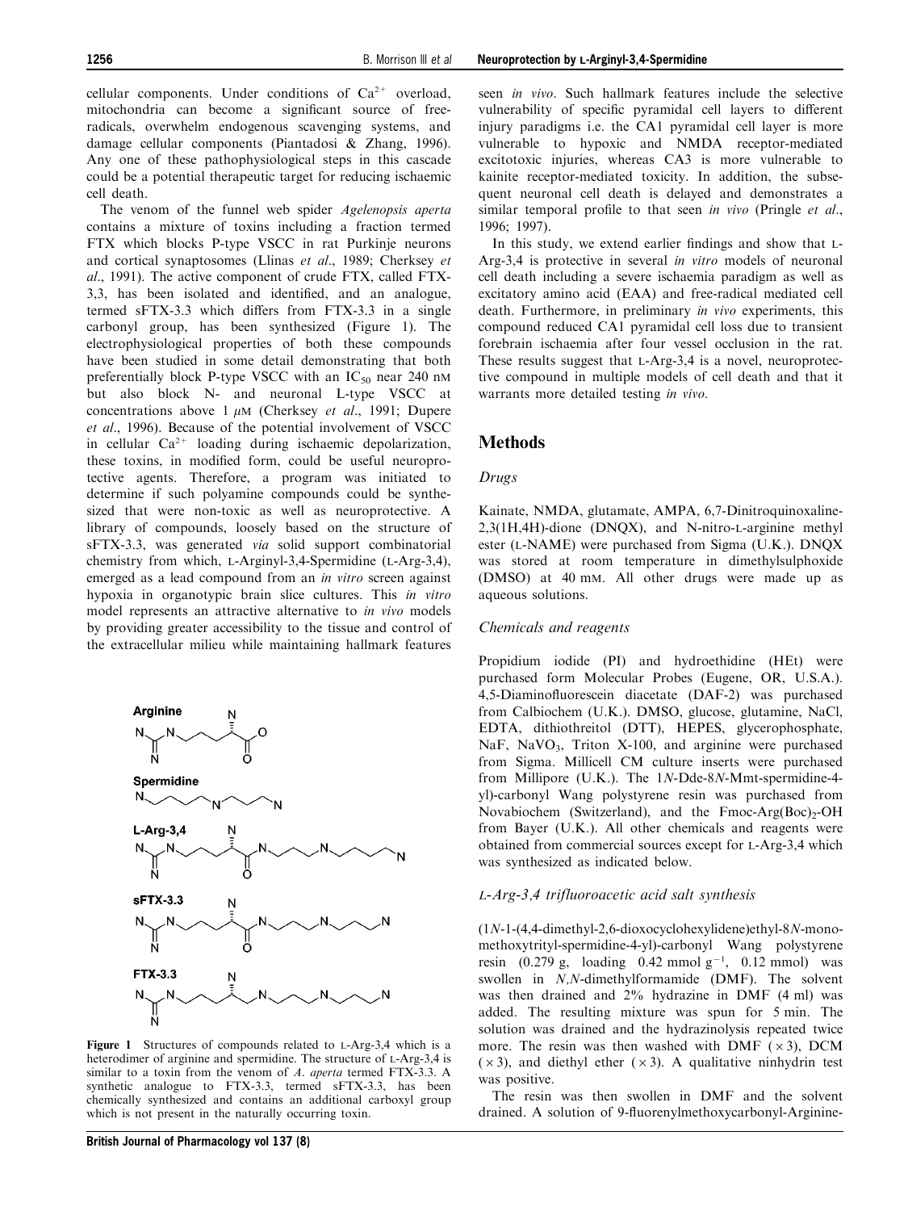cellular components. Under conditions of $Ca^{2+}$ overload, mitochondria can become a significant source of free-radicals, overwhelm endogenous scavenging systems, and damage cellular components (Piantadosi & Zhang, 1996). Any one of these pathophysiological steps in this cascade could be a potential therapeutic target for reducing ischaemic cell death.

The venom of the funnel web spider *Agelenopsis aperta* contains a mixture of toxins including a fraction termed FTX which blocks P-type VSCC in rat Purkinje neurons and cortical synaptosomes (Llinas *et al*., 1989; Cherksey *et al*., 1991). The active component of crude FTX, called FTX-3,3, has been isolated and identified, and an analogue, termed sFTX-3.3 which differs from FTX-3.3 in a single carbonyl group, has been synthesized (Figure 1). The electrophysiological properties of both these compounds have been studied in some detail demonstrating that both preferentially block P-type VSCC with an $IC_{50}$ near 240 nM but also block N- and neuronal L-type VSCC at concentrations above 1 $\mu$M (Cherksey *et al*., 1991; Dupere *et al*., 1996). Because of the potential involvement of VSCC in cellular $Ca^{2+}$ loading during ischaemic depolarization, these toxins, in modified form, could be useful neuroprotective agents. Therefore, a program was initiated to determine if such polyamine compounds could be synthesized that were non-toxic as well as neuroprotective. A library of compounds, loosely based on the structure of sFTX-3.3, was generated *via* solid support combinatorial chemistry from which, L-Arginyl-3,4-Spermidine (L-Arg-3,4), emerged as a lead compound from an *in vitro* screen against hypoxia in organotypic brain slice cultures. This *in vitro* model represents an attractive alternative to *in vivo* models by providing greater accessibility to the tissue and control of the extracellular milieu while maintaining hallmark features seen *in vivo*. Such hallmark features include the selective vulnerability of specific pyramidal cell layers to different injury paradigms i.e. the CA1 pyramidal cell layer is more vulnerable to hypoxic and NMDA receptor-mediated excitotoxic injuries, whereas CA3 is more vulnerable to kainite receptor-mediated toxicity. In addition, the subsequent neuronal cell death is delayed and demonstrates a similar temporal profile to that seen *in vivo* (Pringle *et al*., 1996; 1997).

In this study, we extend earlier findings and show that L-Arg-3,4 is protective in several *in vitro* models of neuronal cell death including a severe ischaemia paradigm as well as excitatory amino acid (EAA) and free-radical mediated cell death. Furthermore, in preliminary *in vivo* experiments, this compound reduced CA1 pyramidal cell loss due to transient forebrain ischaemia after four vessel occlusion in the rat. These results suggest that L-Arg-3,4 is a novel, neuroprotective compound in multiple models of cell death and that it warrants more detailed testing *in vivo*.

**Figure 1** Structures of compounds related to L-Arg-3,4 which is a heterodimer of arginine and spermidine. The structure of L-Arg-3,4 is similar to a toxin from the venom of *A. aperta* termed FTX-3.3. A synthetic analogue to FTX-3.3, termed sFTX-3.3, has been chemically synthesized and contains an additional carboxyl group which is not present in the naturally occurring toxin.

## Methods

### Drugs

Kainate, NMDA, glutamate, AMPA, 6,7-Dinitroquinoxaline-2,3(1H,4H)-dione (DNQX), and N-nitro-L-arginine methyl ester (L-NAME) were purchased from Sigma (U.K.). DNQX was stored at room temperature in dimethylsulphoxide (DMSO) at 40 mM. All other drugs were made up as aqueous solutions.

### Chemicals and reagents

Propidium iodide (PI) and hydroethidine (HEt) were purchased form Molecular Probes (Eugene, OR, U.S.A.). 4,5-Diaminofluorescein diacetate (DAF-2) was purchased from Calbiochem (U.K.). DMSO, glucose, glutamine, NaCl, EDTA, dithiothreitol (DTT), HEPES, glycerophosphate, NaF, $NaVO_3$, Triton X-100, and arginine were purchased from Sigma. Millicell CM culture inserts were purchased from Millipore (U.K.). The 1*N*-Dde-8*N*-Mmt-spermidine-4-yl)-carbonyl Wang polystyrene resin was purchased from Novabiochem (Switzerland), and the Fmoc-Arg$(Boc)_2$-OH from Bayer (U.K.). All other chemicals and reagents were obtained from commercial sources except for L-Arg-3,4 which was synthesized as indicated below.

### *L-Arg-3,4 trifluoroacetic acid salt synthesis*

(1*N*-1-(4,4-dimethyl-2,6-dioxocyclohexylidene)ethyl-8*N*-mono-methoxytrityl-spermidine-4-yl)-carbonyl Wang polystyrene resin (0.279 g, loading 0.42 mmol $g^{-1}$, 0.12 mmol) was swollen in *N,N*-dimethylformamide (DMF). The solvent was then drained and 2% hydrazine in DMF (4 ml) was added. The resulting mixture was spun for 5 min. The solution was drained and the hydrazinolysis repeated twice more. The resin was then washed with DMF ($\times 3$), DCM ($\times 3$), and diethyl ether ($\times 3$). A qualitative ninhydrin test was positive.

The resin was then swollen in DMF and the solvent drained. A solution of 9-fluorenylmethoxycarbonyl-Arginine-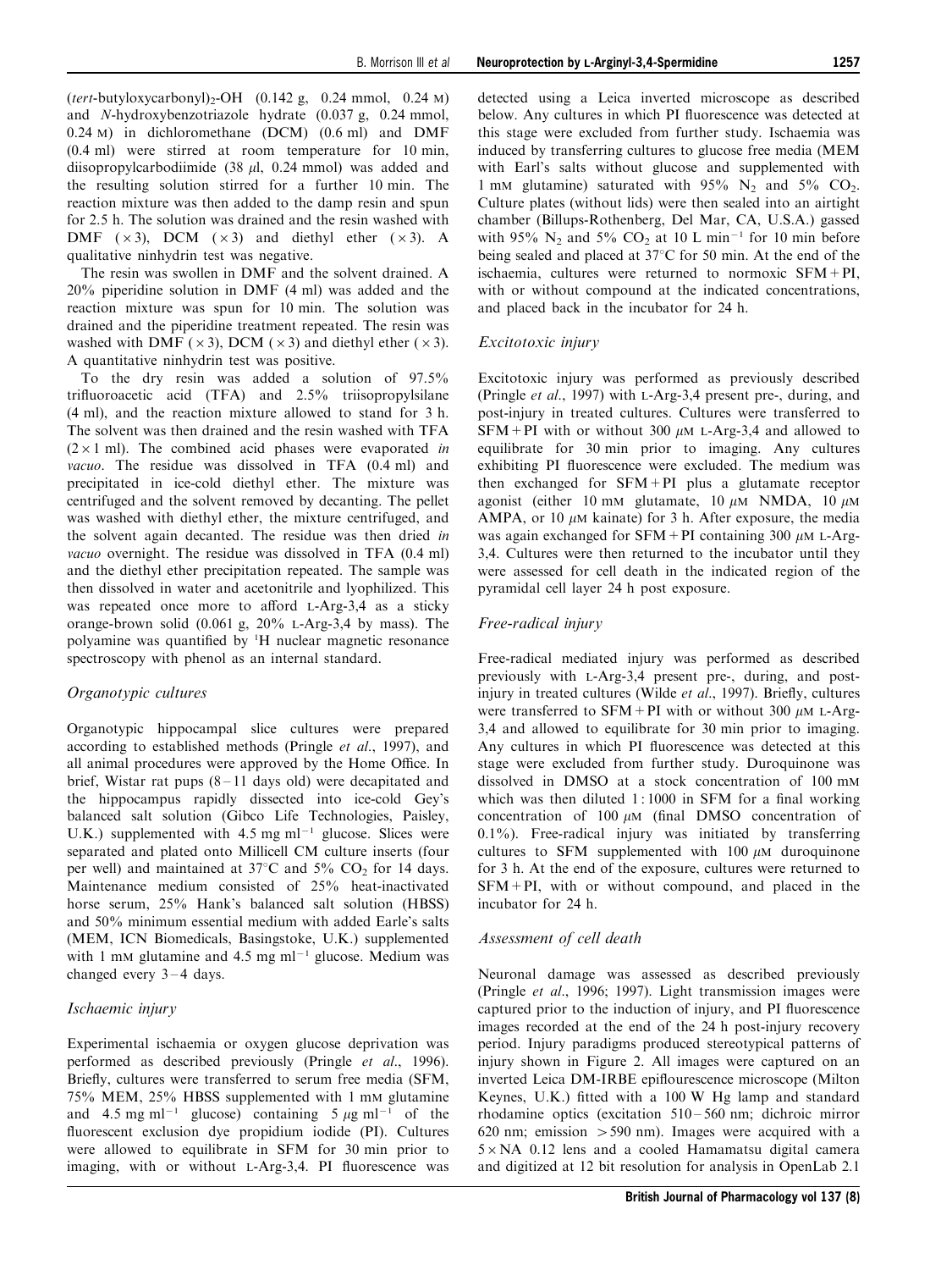(*tert*-butyloxycarbonyl)$_2$-OH (0.142 g, 0.24 mmol, 0.24 M) and *N*-hydroxybenzotriazole hydrate (0.037 g, 0.24 mmol, 0.24 M) in dichloromethane (DCM) (0.6 ml) and DMF (0.4 ml) were stirred at room temperature for 10 min, diisopropylcarbodiimide (38 $\mu$l, 0.24 mmol) was added and the resulting solution stirred for a further 10 min. The reaction mixture was then added to the damp resin and spun for 2.5 h. The solution was drained and the resin washed with DMF ($\times$3), DCM ($\times$3) and diethyl ether ($\times$3). A qualitative ninhydrin test was negative.

The resin was swollen in DMF and the solvent drained. A 20% piperidine solution in DMF (4 ml) was added and the reaction mixture was spun for 10 min. The solution was drained and the piperidine treatment repeated. The resin was washed with DMF ($\times$3), DCM ($\times$3) and diethyl ether ($\times$3). A quantitative ninhydrin test was positive.

To the dry resin was added a solution of 97.5% trifluoroacetic acid (TFA) and 2.5% triisopropylsilane (4 ml), and the reaction mixture allowed to stand for 3 h. The solvent was then drained and the resin washed with TFA ($2\times1$ ml). The combined acid phases were evaporated *in vacuo*. The residue was dissolved in TFA (0.4 ml) and precipitated in ice-cold diethyl ether. The mixture was centrifuged and the solvent removed by decanting. The pellet was washed with diethyl ether, the mixture centrifuged, and the solvent again decanted. The residue was then dried *in vacuo* overnight. The residue was dissolved in TFA (0.4 ml) and the diethyl ether precipitation repeated. The sample was then dissolved in water and acetonitrile and lyophilized. This was repeated once more to afford L-Arg-3,4 as a sticky orange-brown solid (0.061 g, 20% L-Arg-3,4 by mass). The polyamine was quantified by $^1$H nuclear magnetic resonance spectroscopy with phenol as an internal standard.

### *Organotypic cultures*

Organotypic hippocampal slice cultures were prepared according to established methods (Pringle *et al.*, 1997), and all animal procedures were approved by the Home Office. In brief, Wistar rat pups (8–11 days old) were decapitated and the hippocampus rapidly dissected into ice-cold Gey's balanced salt solution (Gibco Life Technologies, Paisley, U.K.) supplemented with 4.5 mg ml$^{-1}$ glucose. Slices were separated and plated onto Millicell CM culture inserts (four per well) and maintained at 37°C and 5% $CO_2$ for 14 days. Maintenance medium consisted of 25% heat-inactivated horse serum, 25% Hank's balanced salt solution (HBSS) and 50% minimum essential medium with added Earle's salts (MEM, ICN Biomedicals, Basingstoke, U.K.) supplemented with 1 mM glutamine and 4.5 mg ml$^{-1}$ glucose. Medium was changed every 3–4 days.

### *Ischaemic injury*

Experimental ischaemia or oxygen glucose deprivation was performed as described previously (Pringle *et al.*, 1996). Briefly, cultures were transferred to serum free media (SFM, 75% MEM, 25% HBSS supplemented with 1 mM glutamine and 4.5 mg ml$^{-1}$ glucose) containing 5 $\mu$g ml$^{-1}$ of the fluorescent exclusion dye propidium iodide (PI). Cultures were allowed to equilibrate in SFM for 30 min prior to imaging, with or without L-Arg-3,4. PI fluorescence was detected using a Leica inverted microscope as described below. Any cultures in which PI fluorescence was detected at this stage were excluded from further study. Ischaemia was induced by transferring cultures to glucose free media (MEM with Earl's salts without glucose and supplemented with 1 mM glutamine) saturated with 95% $N_2$ and 5% $CO_2$. Culture plates (without lids) were then sealed into an airtight chamber (Billups-Rothenberg, Del Mar, CA, U.S.A.) gassed with 95% $N_2$ and 5% $CO_2$ at 10 L min$^{-1}$ for 10 min before being sealed and placed at 37°C for 50 min. At the end of the ischaemia, cultures were returned to normoxic SFM+PI, with or without compound at the indicated concentrations, and placed back in the incubator for 24 h.

### *Excitotoxic injury*

Excitotoxic injury was performed as previously described (Pringle *et al.*, 1997) with L-Arg-3,4 present pre-, during, and post-injury in treated cultures. Cultures were transferred to SFM+PI with or without 300 $\mu$M L-Arg-3,4 and allowed to equilibrate for 30 min prior to imaging. Any cultures exhibiting PI fluorescence were excluded. The medium was then exchanged for SFM+PI plus a glutamate receptor agonist (either 10 mM glutamate, 10 $\mu$M NMDA, 10 $\mu$M AMPA, or 10 $\mu$M kainate) for 3 h. After exposure, the media was again exchanged for SFM+PI containing 300 $\mu$M L-Arg-3,4. Cultures were then returned to the incubator until they were assessed for cell death in the indicated region of the pyramidal cell layer 24 h post exposure.

### *Free-radical injury*

Free-radical mediated injury was performed as described previously with L-Arg-3,4 present pre-, during, and post-injury in treated cultures (Wilde *et al.*, 1997). Briefly, cultures were transferred to SFM+PI with or without 300 $\mu$M L-Arg-3,4 and allowed to equilibrate for 30 min prior to imaging. Any cultures in which PI fluorescence was detected at this stage were excluded from further study. Duroquinone was dissolved in DMSO at a stock concentration of 100 mM which was then diluted 1:1000 in SFM for a final working concentration of 100 $\mu$M (final DMSO concentration of 0.1%). Free-radical injury was initiated by transferring cultures to SFM supplemented with 100 $\mu$M duroquinone for 3 h. At the end of the exposure, cultures were returned to SFM+PI, with or without compound, and placed in the incubator for 24 h.

### *Assessment of cell death*

Neuronal damage was assessed as described previously (Pringle *et al.*, 1996; 1997). Light transmission images were captured prior to the induction of injury, and PI fluorescence images recorded at the end of the 24 h post-injury recovery period. Injury paradigms produced stereotypical patterns of injury shown in Figure 2. All images were captured on an inverted Leica DM-IRBE epiflourescence microscope (Milton Keynes, U.K.) fitted with a 100 W Hg lamp and standard rhodamine optics (excitation 510–560 nm; dichroic mirror 620 nm; emission >590 nm). Images were acquired with a 5×NA 0.12 lens and a cooled Hamamatsu digital camera and digitized at 12 bit resolution for analysis in OpenLab 2.1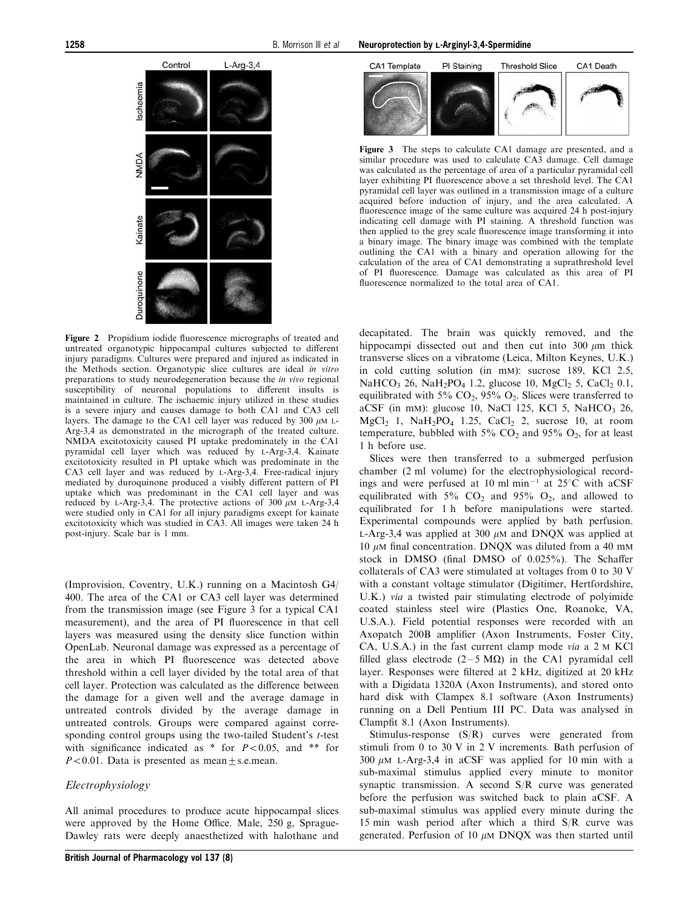Figure 2 Propidium iodide fluorescence micrographs of treated and untreated organotypic hippocampal cultures subjected to different injury paradigms. Cultures were prepared and injured as indicated in the Methods section. Organotypic slice cultures are ideal *in vitro* preparations to study neurodegeneration because the *in vivo* regional susceptibility of neuronal populations to different insults is maintained in culture. The ischaemic injury utilized in these studies is a severe injury and causes damage to both CA1 and CA3 cell layers. The damage to the CA1 cell layer was reduced by 300 $\mu$M L-Arg-3,4 as demonstrated in the micrograph of the treated culture. NMDA excitotoxicity caused PI uptake predominately in the CA1 pyramidal cell layer which was reduced by L-Arg-3,4. Kainate excitotoxicity resulted in PI uptake which was predominate in the CA3 cell layer and was reduced by L-Arg-3,4. Free-radical injury mediated by duroquinone produced a visibly different pattern of PI uptake which was predominant in the CA1 cell layer and was reduced by L-Arg-3,4. The protective actions of 300 $\mu$M L-Arg-3,4 were studied only in CA1 for all injury paradigms except for kainate excitotoxicity which was studied in CA3. All images were taken 24 h post-injury. Scale bar is 1 mm.

Figure 3 The steps to calculate CA1 damage are presented, and a similar procedure was used to calculate CA3 damage. Cell damage was calculated as the percentage of area of a particular pyramidal cell layer exhibiting PI fluorescence above a set threshold level. The CA1 pyramidal cell layer was outlined in a transmission image of a culture acquired before induction of injury, and the area calculated. A fluorescence image of the same culture was acquired 24 h post-injury indicating cell damage with PI staining. A threshold function was then applied to the grey scale fluorescence image transforming it into a binary image. The binary image was combined with the template outlining the CA1 with a binary and operation allowing for the calculation of the area of CA1 demonstrating a suprathreshold level of PI fluorescence. Damage was calculated as this area of PI fluorescence normalized to the total area of CA1.

(Improvision, Coventry, U.K.) running on a Macintosh G4/400. The area of the CA1 or CA3 cell layer was determined from the transmission image (see Figure 3 for a typical CA1 measurement), and the area of PI fluorescence in that cell layers was measured using the density slice function within OpenLab. Neuronal damage was expressed as a percentage of the area in which PI fluorescence was detected above threshold within a cell layer divided by the total area of that cell layer. Protection was calculated as the difference between the damage for a given well and the average damage in untreated controls divided by the average damage in untreated controls. Groups were compared against corresponding control groups using the two-tailed Student's *t*-test with significance indicated as * for $P<0.05$, and ** for $P<0.01$. Data is presented as mean $\pm$ s.e.mean.

### *Electrophysiology*

All animal procedures to produce acute hippocampal slices were approved by the Home Office. Male, 250 g, Sprague-Dawley rats were deeply anaesthetized with halothane and decapitated. The brain was quickly removed, and the hippocampi dissected out and then cut into 300 $\mu$m thick transverse slices on a vibratome (Leica, Milton Keynes, U.K.) in cold cutting solution (in mM): sucrose 189, KCl 2.5, $NaHCO_3$ 26, $NaH_2PO_4$ 1.2, glucose 10, $MgCl_2$ 5, $CaCl_2$ 0.1, equilibrated with 5% $CO_2$, 95% $O_2$. Slices were transferred to aCSF (in mM): glucose 10, NaCl 125, KCl 5, $NaHCO_3$ 26, $MgCl_2$ 1, $NaH_2PO_4$ 1.25, $CaCl_2$ 2, sucrose 10, at room temperature, bubbled with 5% $CO_2$ and 95% $O_2$, for at least 1 h before use.

Slices were then transferred to a submerged perfusion chamber (2 ml volume) for the electrophysiological recordings and were perfused at 10 ml min$^{-1}$ at 25°C with aCSF equilibrated with 5% $CO_2$ and 95% $O_2$, and allowed to equilibrated for 1 h before manipulations were started. Experimental compounds were applied by bath perfusion. L-Arg-3,4 was applied at 300 $\mu$M and DNQX was applied at 10 $\mu$M final concentration. DNQX was diluted from a 40 mM stock in DMSO (final DMSO of 0.025%). The Schaffer collaterals of CA3 were stimulated at voltages from 0 to 30 V with a constant voltage stimulator (Digitimer, Hertfordshire, U.K.) *via* a twisted pair stimulating electrode of polyimide coated stainless steel wire (Plastics One, Roanoke, VA, U.S.A.). Field potential responses were recorded with an Axopatch 200B amplifier (Axon Instruments, Foster City, CA, U.S.A.) in the fast current clamp mode *via* a 2 M KCl filled glass electrode (2–5 M$\Omega$) in the CA1 pyramidal cell layer. Responses were filtered at 2 kHz, digitized at 20 kHz with a Digidata 1320A (Axon Instruments), and stored onto hard disk with Clampex 8.1 software (Axon Instruments) running on a Dell Pentium III PC. Data was analysed in Clampfit 8.1 (Axon Instruments).

Stimulus-response (S/R) curves were generated from stimuli from 0 to 30 V in 2 V increments. Bath perfusion of 300 $\mu$M L-Arg-3,4 in aCSF was applied for 10 min with a sub-maximal stimulus applied every minute to monitor synaptic transmission. A second S/R curve was generated before the perfusion was switched back to plain aCSF. A sub-maximal stimulus was applied every minute during the 15 min wash period after which a third S/R curve was generated. Perfusion of 10 $\mu$M DNQX was then started until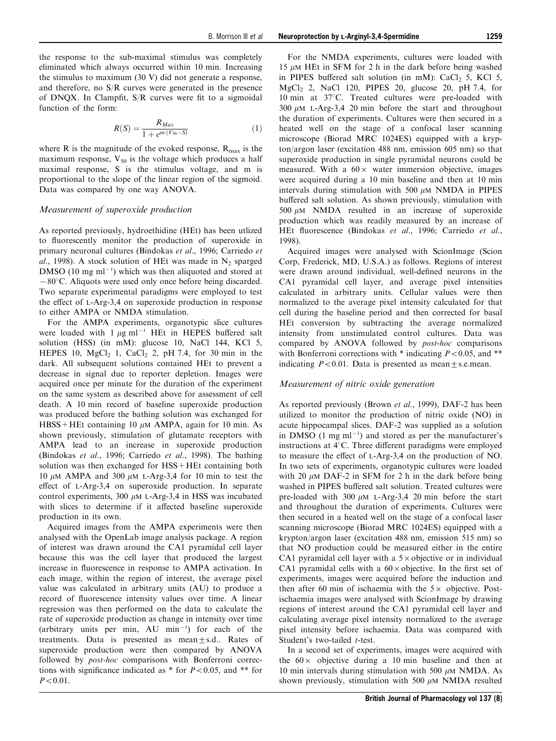the response to the sub-maximal stimulus was completely eliminated which always occurred within 10 min. Increasing the stimulus to maximum (30 V) did not generate a response, and therefore, no S/R curves were generated in the presence of DNQX. In Clampfit, S/R curves were fit to a sigmoidal function of the form:

$$R(S) = \frac{R_{Max}}{1 + e^{m \cdot (V_{50} - S)}} \quad (1)$$

where R is the magnitude of the evoked response, $R_{max}$ is the maximum response, $V_{50}$ is the voltage which produces a half maximal response, S is the stimulus voltage, and m is proportional to the slope of the linear region of the sigmoid. Data was compared by one way ANOVA.

### *Measurement of superoxide production*

As reported previously, hydroethidine (HEt) has been utlized to fluorescently monitor the production of superoxide in primary neuronal cultures (Bindokas *et al*., 1996; Carriedo *et al*., 1998). A stock solution of HEt was made in $N_2$ sparged DMSO (10 mg ml$^{-1}$) which was then aliquoted and stored at $-80$°C. Aliquots were used only once before being discarded. Two separate experimental paradigms were employed to test the effect of L-Arg-3,4 on superoxide production in response to either AMPA or NMDA stimulation.

For the AMPA experiments, organotypic slice cultures were loaded with 1 $\mu$g ml$^{-1}$ HEt in HEPES buffered salt solution (HSS) (in mM): glucose 10, NaCl 144, KCl 5, HEPES 10, $MgCl_2$ 1, $CaCl_2$ 2, pH 7.4, for 30 min in the dark. All subsequent solutions contained HEt to prevent a decrease in signal due to reporter depletion. Images were acquired once per minute for the duration of the experiment on the same system as described above for assessment of cell death. A 10 min record of baseline superoxide production was produced before the bathing solution was exchanged for HBSS + HEt containing 10 $\mu$M AMPA, again for 10 min. As shown previously, stimulation of glutamate receptors with AMPA lead to an increase in superoxide production (Bindokas *et al*., 1996; Carriedo *et al*., 1998). The bathing solution was then exchanged for HSS + HEt containing both 10 $\mu$M AMPA and 300 $\mu$M L-Arg-3,4 for 10 min to test the effect of L-Arg-3,4 on superoxide production. In separate control experiments, 300 $\mu$M L-Arg-3,4 in HSS was incubated with slices to determine if it affected baseline superoxide production in its own.

Acquired images from the AMPA experiments were then analysed with the OpenLab image analysis package. A region of interest was drawn around the CA1 pyramidal cell layer because this was the cell layer that produced the largest increase in fluorescence in response to AMPA activation. In each image, within the region of interest, the average pixel value was calculated in arbitrary units (AU) to produce a record of fluorescence intensity values over time. A linear regression was then performed on the data to calculate the rate of superoxide production as change in intensity over time (arbitrary units per min, AU min$^{-1}$) for each of the treatments. Data is presented as mean ± s.d.. Rates of superoxide production were then compared by ANOVA followed by *post-hoc* comparisons with Bonferroni corrections with significance indicated as * for $P < 0.05$, and ** for $P < 0.01$.

For the NMDA experiments, cultures were loaded with 15 $\mu$M HEt in SFM for 2 h in the dark before being washed in PIPES buffered salt solution (in mM): $CaCl_2$ 5, KCl 5, $MgCl_2$ 2, NaCl 120, PIPES 20, glucose 20, pH 7.4, for 10 min at 37°C. Treated cultures were pre-loaded with 300 $\mu$M L-Arg-3,4 20 min before the start and throughout the duration of experiments. Cultures were then secured in a heated well on the stage of a confocal laser scanning microscope (Biorad MRC 1024ES) equipped with a krypton/argon laser (excitation 488 nm, emission 605 nm) so that superoxide production in single pyramidal neurons could be measured. With a 60 × water immersion objective, images were acquired during a 10 min baseline and then at 10 min intervals during stimulation with 500 $\mu$M NMDA in PIPES buffered salt solution. As shown previously, stimulation with 500 $\mu$M NMDA resulted in an increase of superoxide production which was readily measured by an increase of HEt fluorescence (Bindokas *et al*., 1996; Carriedo *et al*., 1998).

Acquired images were analysed with ScionImage (Scion Corp, Frederick, MD, U.S.A.) as follows. Regions of interest were drawn around individual, well-defined neurons in the CA1 pyramidal cell layer, and average pixel intensities calculated in arbitrary units. Cellular values were then normalized to the average pixel intensity calculated for that cell during the baseline period and then corrected for basal HEt conversion by subtracting the average normalized intensity from unstimulated control cultures. Data was compared by ANOVA followed by *post-hoc* comparisons with Bonferroni corrections with * indicating $P < 0.05$, and ** indicating $P < 0.01$. Data is presented as mean ± s.e.mean.

### *Measurement of nitric oxide generation*

As reported previously (Brown *et al*., 1999), DAF-2 has been utilized to monitor the production of nitric oxide (NO) in acute hippocampal slices. DAF-2 was supplied as a solution in DMSO (1 mg ml$^{-1}$) and stored as per the manufacturer's instructions at 4°C. Three different paradigms were employed to measure the effect of L-Arg-3,4 on the production of NO. In two sets of experiments, organotypic cultures were loaded with 20 $\mu$M DAF-2 in SFM for 2 h in the dark before being washed in PIPES buffered salt solution. Treated cultures were pre-loaded with 300 $\mu$M L-Arg-3,4 20 min before the start and throughout the duration of experiments. Cultures were then secured in a heated well on the stage of a confocal laser scanning microscope (Biorad MRC 1024ES) equipped with a krypton/argon laser (excitation 488 nm, emission 515 nm) so that NO production could be measured either in the entire CA1 pyramidal cell layer with a 5 × objective or in individual CA1 pyramidal cells with a 60 × objective. In the first set of experiments, images were acquired before the induction and then after 60 min of ischaemia with the 5 × objective. Post-ischaemia images were analysed with ScionImage by drawing regions of interest around the CA1 pyramidal cell layer and calculating average pixel intensity normalized to the average pixel intensity before ischaemia. Data was compared with Student's two-tailed *t*-test.

In a second set of experiments, images were acquired with the 60 × objective during a 10 min baseline and then at 10 min intervals during stimulation with 500 $\mu$M NMDA. As shown previously, stimulation with 500 $\mu$M NMDA resulted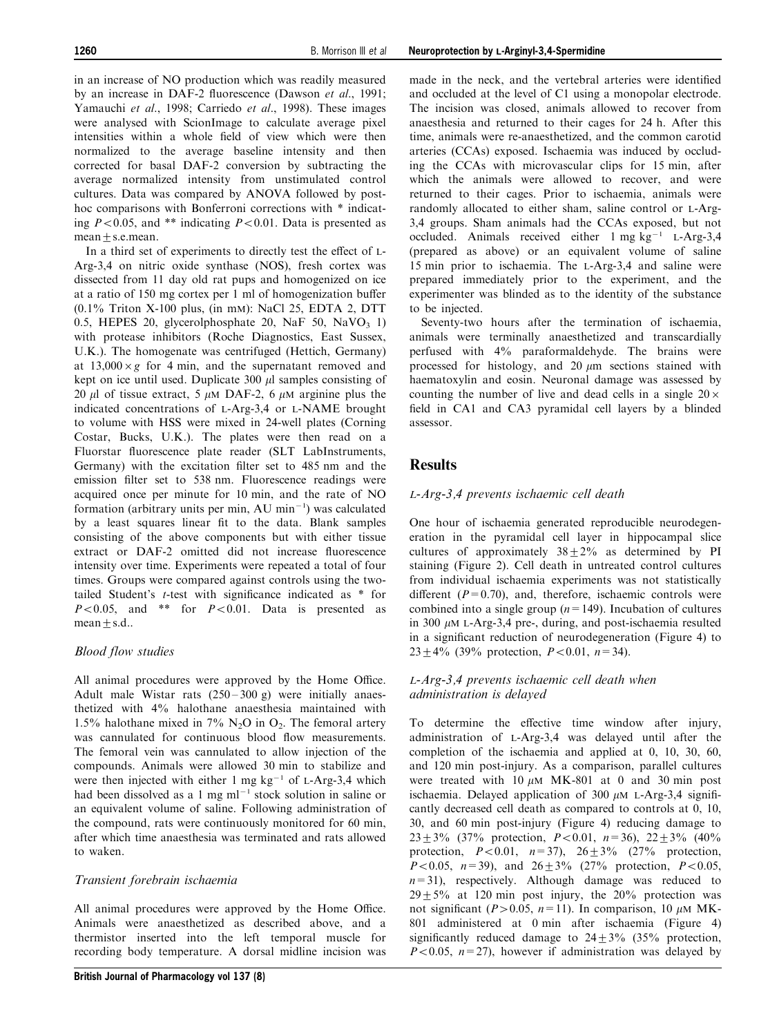in an increase of NO production which was readily measured by an increase in DAF-2 fluorescence (Dawson *et al*., 1991; Yamauchi *et al*., 1998; Carriedo *et al*., 1998). These images were analysed with ScionImage to calculate average pixel intensities within a whole field of view which were then normalized to the average baseline intensity and then corrected for basal DAF-2 conversion by subtracting the average normalized intensity from unstimulated control cultures. Data was compared by ANOVA followed by post-hoc comparisons with Bonferroni corrections with * indicating $P<0.05$, and ** indicating $P<0.01$. Data is presented as mean±s.e.mean.

In a third set of experiments to directly test the effect of L-Arg-3,4 on nitric oxide synthase (NOS), fresh cortex was dissected from 11 day old rat pups and homogenized on ice at a ratio of 150 mg cortex per 1 ml of homogenization buffer (0.1% Triton X-100 plus, (in mM): NaCl 25, EDTA 2, DTT 0.5, HEPES 20, glycerolphosphate 20, NaF 50, $NaVO_3$ 1) with protease inhibitors (Roche Diagnostics, East Sussex, U.K.). The homogenate was centrifuged (Hettich, Germany) at $13{,}000\times g$ for 4 min, and the supernatant removed and kept on ice until used. Duplicate 300 $\mu$l samples consisting of 20 $\mu$l of tissue extract, 5 $\mu$M DAF-2, 6 $\mu$M arginine plus the indicated concentrations of L-Arg-3,4 or L-NAME brought to volume with HSS were mixed in 24-well plates (Corning Costar, Bucks, U.K.). The plates were then read on a Fluorstar fluorescence plate reader (SLT LabInstruments, Germany) with the excitation filter set to 485 nm and the emission filter set to 538 nm. Fluorescence readings were acquired once per minute for 10 min, and the rate of NO formation (arbitrary units per min, AU $min^{-1}$) was calculated by a least squares linear fit to the data. Blank samples consisting of the above components but with either tissue extract or DAF-2 omitted did not increase fluorescence intensity over time. Experiments were repeated a total of four times. Groups were compared against controls using the two-tailed Student's *t*-test with significance indicated as * for $P<0.05$, and ** for $P<0.01$. Data is presented as mean±s.d..

### *Blood flow studies*

All animal procedures were approved by the Home Office. Adult male Wistar rats (250–300 g) were initially anaesthetized with 4% halothane anaesthesia maintained with 1.5% halothane mixed in 7% $N_2O$ in $O_2$. The femoral artery was cannulated for continuous blood flow measurements. The femoral vein was cannulated to allow injection of the compounds. Animals were allowed 30 min to stabilize and were then injected with either 1 mg $kg^{-1}$ of L-Arg-3,4 which had been dissolved as a 1 mg $ml^{-1}$ stock solution in saline or an equivalent volume of saline. Following administration of the compound, rats were continuously monitored for 60 min, after which time anaesthesia was terminated and rats allowed to waken.

### *Transient forebrain ischaemia*

All animal procedures were approved by the Home Office. Animals were anaesthetized as described above, and a thermistor inserted into the left temporal muscle for recording body temperature. A dorsal midline incision was made in the neck, and the vertebral arteries were identified and occluded at the level of C1 using a monopolar electrode. The incision was closed, animals allowed to recover from anaesthesia and returned to their cages for 24 h. After this time, animals were re-anaesthetized, and the common carotid arteries (CCAs) exposed. Ischaemia was induced by occluding the CCAs with microvascular clips for 15 min, after which the animals were allowed to recover, and were returned to their cages. Prior to ischaemia, animals were randomly allocated to either sham, saline control or L-Arg-3,4 groups. Sham animals had the CCAs exposed, but not occluded. Animals received either 1 mg $kg^{-1}$ L-Arg-3,4 (prepared as above) or an equivalent volume of saline 15 min prior to ischaemia. The L-Arg-3,4 and saline were prepared immediately prior to the experiment, and the experimenter was blinded as to the identity of the substance to be injected.

Seventy-two hours after the termination of ischaemia, animals were terminally anaesthetized and transcardially perfused with 4% paraformaldehyde. The brains were processed for histology, and 20 $\mu$m sections stained with haematoxylin and eosin. Neuronal damage was assessed by counting the number of live and dead cells in a single 20× field in CA1 and CA3 pyramidal cell layers by a blinded assessor.

## Results

### *L-Arg-3,4 prevents ischaemic cell death*

One hour of ischaemia generated reproducible neurodegeneration in the pyramidal cell layer in hippocampal slice cultures of approximately 38±2% as determined by PI staining (Figure 2). Cell death in untreated control cultures from individual ischaemia experiments was not statistically different ($P=0.70$), and, therefore, ischaemic controls were combined into a single group ($n=149$). Incubation of cultures in 300 $\mu$M L-Arg-3,4 pre-, during, and post-ischaemia resulted in a significant reduction of neurodegeneration (Figure 4) to 23±4% (39% protection, $P<0.01$, $n=34$).

### *L-Arg-3,4 prevents ischaemic cell death when administration is delayed*

To determine the effective time window after injury, administration of L-Arg-3,4 was delayed until after the completion of the ischaemia and applied at 0, 10, 30, 60, and 120 min post-injury. As a comparison, parallel cultures were treated with 10 $\mu$M MK-801 at 0 and 30 min post ischaemia. Delayed application of 300 $\mu$M L-Arg-3,4 significantly decreased cell death as compared to controls at 0, 10, 30, and 60 min post-injury (Figure 4) reducing damage to 23±3% (37% protection, $P<0.01$, $n=36$), 22±3% (40% protection, $P<0.01$, $n=37$), 26±3% (27% protection, $P<0.05$, $n=39$), and 26±3% (27% protection, $P<0.05$, $n=31$), respectively. Although damage was reduced to 29±5% at 120 min post injury, the 20% protection was not significant ($P>0.05$, $n=11$). In comparison, 10 $\mu$M MK-801 administered at 0 min after ischaemia (Figure 4) significantly reduced damage to 24±3% (35% protection, $P<0.05$, $n=27$), however if administration was delayed by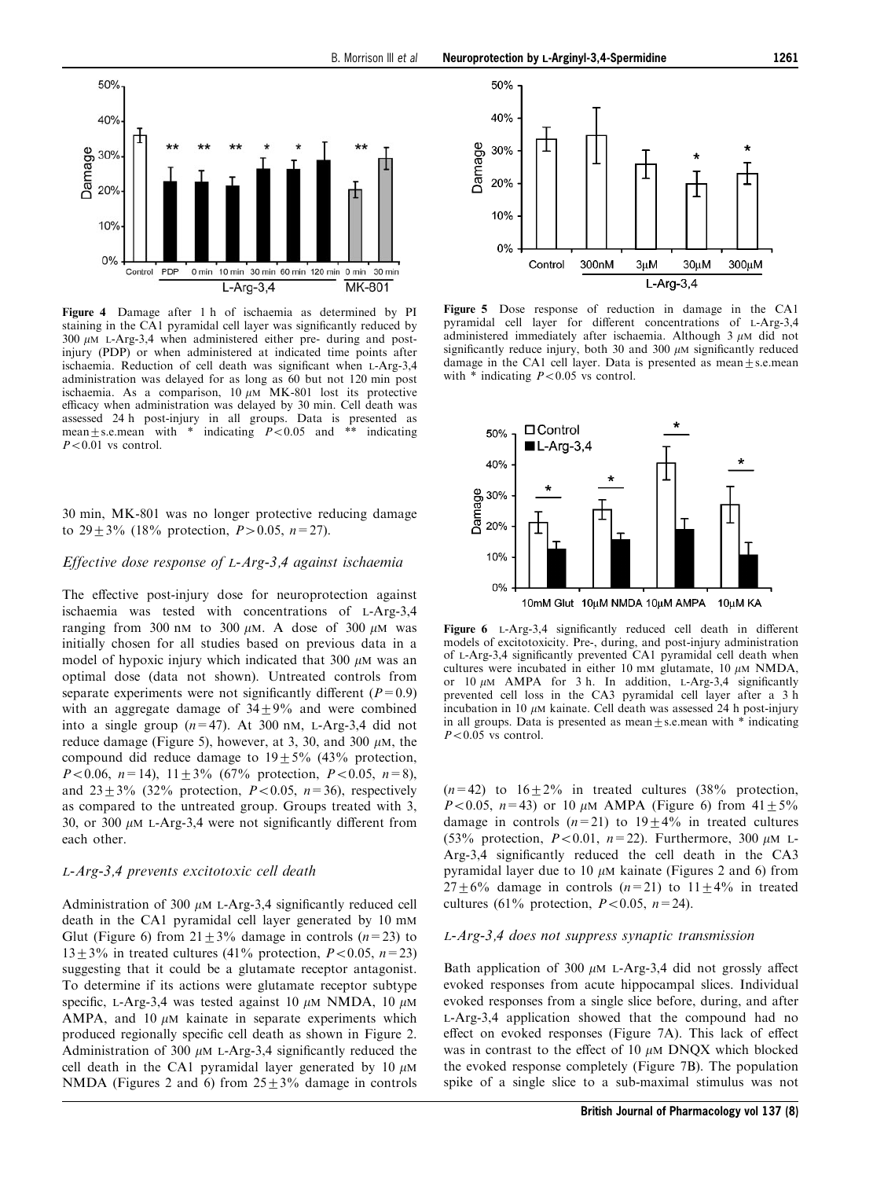Figure 4 Damage after 1 h of ischaemia as determined by PI staining in the CA1 pyramidal cell layer was significantly reduced by 300 $\mu$M L-Arg-3,4 when administered either pre- during and post-injury (PDP) or when administered at indicated time points after ischaemia. Reduction of cell death was significant when L-Arg-3,4 administration was delayed for as long as 60 but not 120 min post ischaemia. As a comparison, 10 $\mu$M MK-801 lost its protective efficacy when administration was delayed by 30 min. Cell death was assessed 24 h post-injury in all groups. Data is presented as mean $\pm$ s.e.mean with * indicating $P<0.05$ and ** indicating $P<0.01$ vs control.

30 min, MK-801 was no longer protective reducing damage to $29 \pm 3\%$ (18% protection, $P>0.05$, $n=27$).

### *Effective dose response of L-Arg-3,4 against ischaemia*

The effective post-injury dose for neuroprotection against ischaemia was tested with concentrations of L-Arg-3,4 ranging from 300 nM to 300 $\mu$M. A dose of 300 $\mu$M was initially chosen for all studies based on previous data in a model of hypoxic injury which indicated that 300 $\mu$M was an optimal dose (data not shown). Untreated controls from separate experiments were not significantly different ($P=0.9$) with an aggregate damage of $34 \pm 9\%$ and were combined into a single group ($n=47$). At 300 nM, L-Arg-3,4 did not reduce damage (Figure 5), however, at 3, 30, and 300 $\mu$M, the compound did reduce damage to $19 \pm 5\%$ (43% protection, $P<0.06$, $n=14$), $11 \pm 3\%$ (67% protection, $P<0.05$, $n=8$), and $23 \pm 3\%$ (32% protection, $P<0.05$, $n=36$), respectively as compared to the untreated group. Groups treated with 3, 30, or 300 $\mu$M L-Arg-3,4 were not significantly different from each other.

### *L-Arg-3,4 prevents excitotoxic cell death*

Administration of 300 $\mu$M L-Arg-3,4 significantly reduced cell death in the CA1 pyramidal cell layer generated by 10 mM Glut (Figure 6) from $21 \pm 3\%$ damage in controls ($n=23$) to $13 \pm 3\%$ in treated cultures (41% protection, $P<0.05$, $n=23$) suggesting that it could be a glutamate receptor antagonist. To determine if its actions were glutamate receptor subtype specific, L-Arg-3,4 was tested against 10 $\mu$M NMDA, 10 $\mu$M AMPA, and 10 $\mu$M kainate in separate experiments which produced regionally specific cell death as shown in Figure 2. Administration of 300 $\mu$M L-Arg-3,4 significantly reduced the cell death in the CA1 pyramidal layer generated by 10 $\mu$M NMDA (Figures 2 and 6) from $25 \pm 3\%$ damage in controls

Figure 5 Dose response of reduction in damage in the CA1 pyramidal cell layer for different concentrations of L-Arg-3,4 administered immediately after ischaemia. Although 3 $\mu$M did not significantly reduce injury, both 30 and 300 $\mu$M significantly reduced damage in the CA1 cell layer. Data is presented as mean $\pm$ s.e.mean with * indicating $P<0.05$ vs control.

Figure 6 L-Arg-3,4 significantly reduced cell death in different models of excitotoxicity. Pre-, during, and post-injury administration of L-Arg-3,4 significantly prevented CA1 pyramidal cell death when cultures were incubated in either 10 mM glutamate, 10 $\mu$M NMDA, or 10 $\mu$M AMPA for 3 h. In addition, L-Arg-3,4 significantly prevented cell loss in the CA3 pyramidal cell layer after a 3 h incubation in 10 $\mu$M kainate. Cell death was assessed 24 h post-injury in all groups. Data is presented as mean $\pm$ s.e.mean with * indicating $P<0.05$ vs control.

($n=42$) to $16 \pm 2\%$ in treated cultures (38% protection, $P<0.05$, $n=43$) or 10 $\mu$M AMPA (Figure 6) from $41 \pm 5\%$ damage in controls ($n=21$) to $19 \pm 4\%$ in treated cultures (53% protection, $P<0.01$, $n=22$). Furthermore, 300 $\mu$M L-Arg-3,4 significantly reduced the cell death in the CA3 pyramidal layer due to 10 $\mu$M kainate (Figures 2 and 6) from $27 \pm 6\%$ damage in controls ($n=21$) to $11 \pm 4\%$ in treated cultures (61% protection, $P<0.05$, $n=24$).

### *L-Arg-3,4 does not suppress synaptic transmission*

Bath application of 300 $\mu$M L-Arg-3,4 did not grossly affect evoked responses from acute hippocampal slices. Individual evoked responses from a single slice before, during, and after L-Arg-3,4 application showed that the compound had no effect on evoked responses (Figure 7A). This lack of effect was in contrast to the effect of 10 $\mu$M DNQX which blocked the evoked response completely (Figure 7B). The population spike of a single slice to a sub-maximal stimulus was not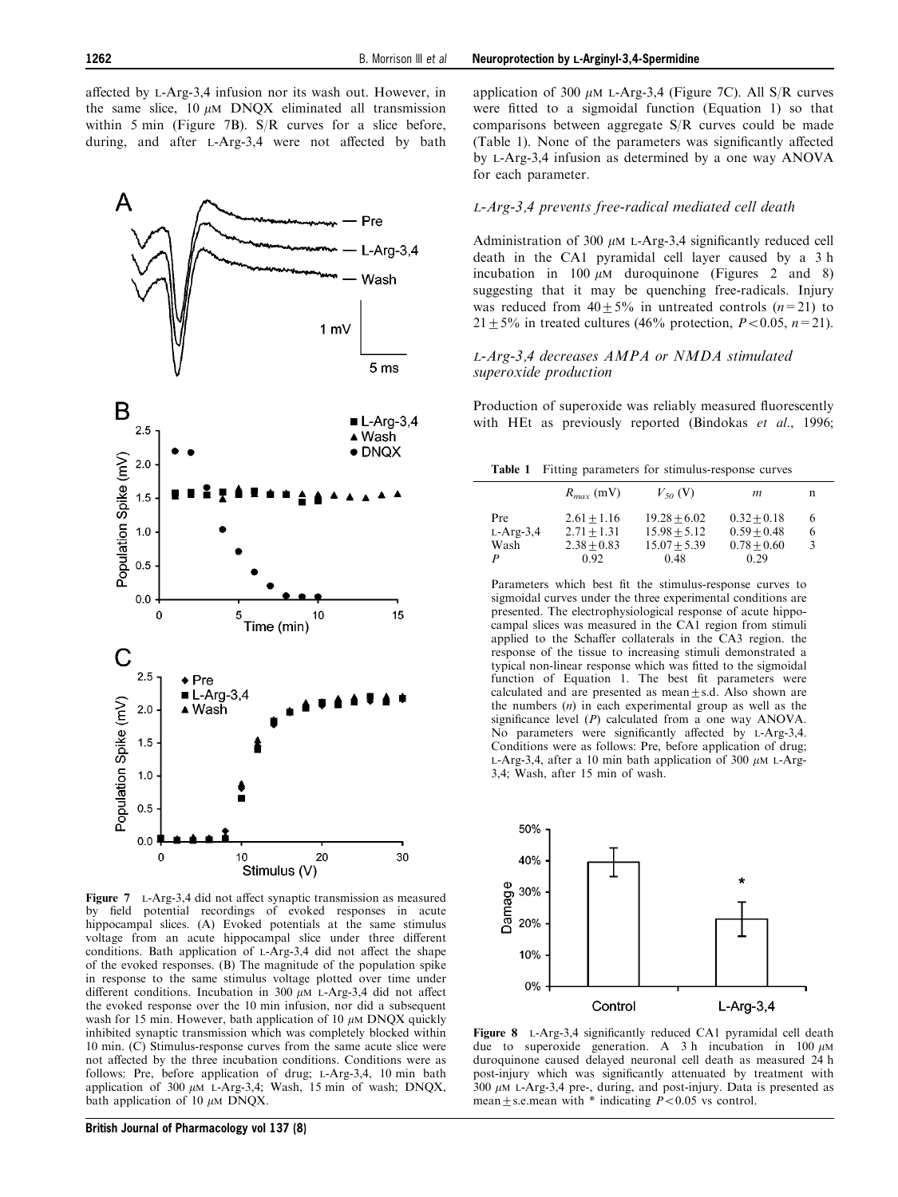affected by L-Arg-3,4 infusion nor its wash out. However, in the same slice, 10 $\mu$M DNQX eliminated all transmission within 5 min (Figure 7B). S/R curves for a slice before, during, and after L-Arg-3,4 were not affected by bath application of 300 $\mu$M L-Arg-3,4 (Figure 7C). All S/R curves were fitted to a sigmoidal function (Equation 1) so that comparisons between aggregate S/R curves could be made (Table 1). None of the parameters was significantly affected by L-Arg-3,4 infusion as determined by a one way ANOVA for each parameter.

Figure 7 L-Arg-3,4 did not affect synaptic transmission as measured by field potential recordings of evoked responses in acute hippocampal slices. (A) Evoked potentials at the same stimulus voltage from an acute hippocampal slice under three different conditions. Bath application of L-Arg-3,4 did not affect the shape of the evoked responses. (B) The magnitude of the population spike in response to the same stimulus voltage plotted over time under different conditions. Incubation in 300 $\mu$M L-Arg-3,4 did not affect the evoked response over the 10 min infusion, nor did a subsequent wash for 15 min. However, bath application of 10 $\mu$M DNQX quickly inhibited synaptic transmission which was completely blocked within 10 min. (C) Stimulus-response curves from the same acute slice were not affected by the three incubation conditions. Conditions were as follows: Pre, before application of drug; L-Arg-3,4, 10 min bath application of 300 $\mu$M L-Arg-3,4; Wash, 15 min of wash; DNQX, bath application of 10 $\mu$M DNQX.

### L-Arg-3,4 prevents free-radical mediated cell death

Administration of 300 $\mu$M L-Arg-3,4 significantly reduced cell death in the CA1 pyramidal cell layer caused by a 3 h incubation in 100 $\mu$M duroquinone (Figures 2 and 8) suggesting that it may be quenching free-radicals. Injury was reduced from $40 \pm 5\%$ in untreated controls ($n = 21$) to $21 \pm 5\%$ in treated cultures (46% protection, $P < 0.05$, $n = 21$).

### L-Arg-3,4 decreases AMPA or NMDA stimulated superoxide production

Production of superoxide was reliably measured fluorescently with HEt as previously reported (Bindokas *et al*., 1996;

**Table 1** Fitting parameters for stimulus-response curves

| | $R_{max}$ (mV) | $V_{50}$ (V) | $m$ | n |
|---|---|---|---|---|
| Pre | $2.61 \pm 1.16$ | $19.28 \pm 6.02$ | $0.32 \pm 0.18$ | 6 |
| L-Arg-3,4 | $2.71 \pm 1.31$ | $15.98 \pm 5.12$ | $0.59 \pm 0.48$ | 6 |
| Wash | $2.38 \pm 0.83$ | $15.07 \pm 5.39$ | $0.78 \pm 0.60$ | 3 |
| $P$ | 0.92 | 0.48 | 0.29 | |

Parameters which best fit the stimulus-response curves to sigmoidal curves under the three experimental conditions are presented. The electrophysiological response of acute hippocampal slices was measured in the CA1 region from stimuli applied to the Schaffer collaterals in the CA3 region. the response of the tissue to increasing stimuli demonstrated a typical non-linear response which was fitted to the sigmoidal function of Equation 1. The best fit parameters were calculated and are presented as mean ± s.d. Also shown are the numbers ($n$) in each experimental group as well as the significance level ($P$) calculated from a one way ANOVA. No parameters were significantly affected by L-Arg-3,4. Conditions were as follows: Pre, before application of drug; L-Arg-3,4, after a 10 min bath application of 300 $\mu$M L-Arg-3,4; Wash, after 15 min of wash.

Figure 8 L-Arg-3,4 significantly reduced CA1 pyramidal cell death due to superoxide generation. A 3 h incubation in 100 $\mu$M duroquinone caused delayed neuronal cell death as measured 24 h post-injury which was significantly attenuated by treatment with 300 $\mu$M L-Arg-3,4 pre-, during, and post-injury. Data is presented as mean ± s.e.mean with * indicating $P < 0.05$ vs control.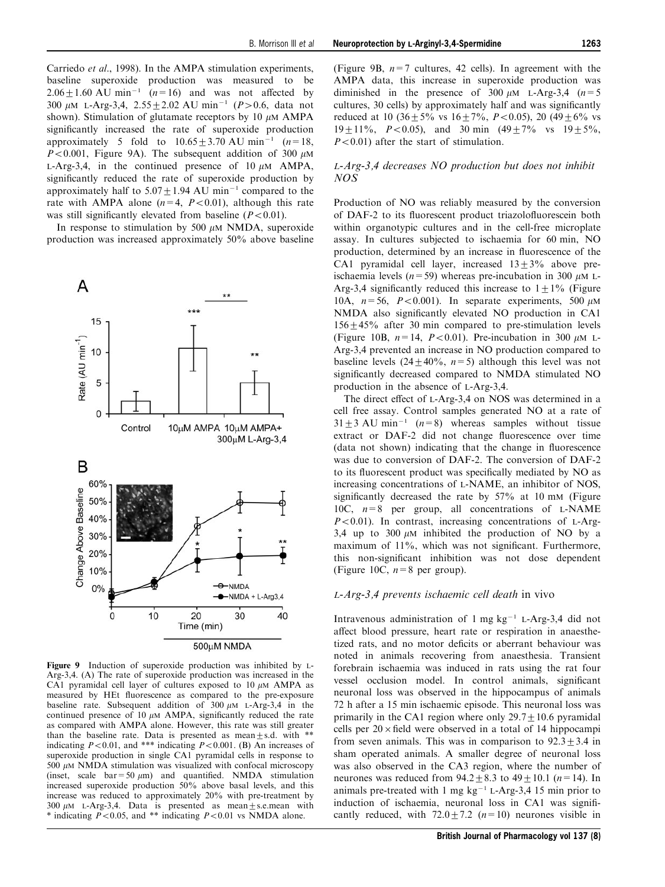Carriedo *et al*., 1998). In the AMPA stimulation experiments, baseline superoxide production was measured to be $2.06 \pm 1.60$ AU $\text{min}^{-1}$ ($n=16$) and was not affected by 300 $\mu$M L-Arg-3,4, $2.55 \pm 2.02$ AU $\text{min}^{-1}$ ($P>0.6$, data not shown). Stimulation of glutamate receptors by 10 $\mu$M AMPA significantly increased the rate of superoxide production approximately 5 fold to $10.65 \pm 3.70$ AU $\text{min}^{-1}$ ($n=18$, $P<0.001$, Figure 9A). The subsequent addition of 300 $\mu$M L-Arg-3,4, in the continued presence of 10 $\mu$M AMPA, significantly reduced the rate of superoxide production by approximately half to $5.07 \pm 1.94$ AU $\text{min}^{-1}$ compared to the rate with AMPA alone ($n=4$, $P<0.01$), although this rate was still significantly elevated from baseline ($P<0.01$).

In response to stimulation by 500 $\mu$M NMDA, superoxide production was increased approximately 50% above baseline (Figure 9B, $n=7$ cultures, 42 cells). In agreement with the AMPA data, this increase in superoxide production was diminished in the presence of 300 $\mu$M L-Arg-3,4 ($n=5$ cultures, 30 cells) by approximately half and was significantly reduced at 10 ($36 \pm 5\%$ vs $16 \pm 7\%$, $P<0.05$), 20 ($49 \pm 6\%$ vs $19 \pm 11\%$, $P<0.05$), and 30 min ($49 \pm 7\%$ vs $19 \pm 5\%$, $P<0.01$) after the start of stimulation.

Figure 9 Induction of superoxide production was inhibited by L-Arg-3,4. (A) The rate of superoxide production was increased in the CA1 pyramidal cell layer of cultures exposed to 10 $\mu$M AMPA as measured by HEt fluorescence as compared to the pre-exposure baseline rate. Subsequent addition of 300 $\mu$M L-Arg-3,4 in the continued presence of 10 $\mu$M AMPA, significantly reduced the rate as compared with AMPA alone. However, this rate was still greater than the baseline rate. Data is presented as mean $\pm$ s.d. with ** indicating $P<0.01$, and *** indicating $P<0.001$. (B) An increases of superoxide production in single CA1 pyramidal cells in response to 500 $\mu$M NMDA stimulation was visualized with confocal microscopy (inset, scale bar = 50 $\mu$m) and quantified. NMDA stimulation increased superoxide production 50% above basal levels, and this increase was reduced to approximately 20% with pre-treatment by 300 $\mu$M L-Arg-3,4. Data is presented as mean $\pm$ s.e.mean with * indicating $P<0.05$, and ** indicating $P<0.01$ vs NMDA alone.

### *L-Arg-3,4 decreases NO production but does not inhibit NOS*

Production of NO was reliably measured by the conversion of DAF-2 to its fluorescent product triazolofluorescein both within organotypic cultures and in the cell-free microplate assay. In cultures subjected to ischaemia for 60 min, NO production, determined by an increase in fluorescence of the CA1 pyramidal cell layer, increased $13 \pm 3\%$ above pre-ischaemia levels ($n=59$) whereas pre-incubation in 300 $\mu$M L-Arg-3,4 significantly reduced this increase to $1 \pm 1\%$ (Figure 10A, $n=56$, $P<0.001$). In separate experiments, 500 $\mu$M NMDA also significantly elevated NO production in CA1 $156 \pm 45\%$ after 30 min compared to pre-stimulation levels (Figure 10B, $n=14$, $P<0.01$). Pre-incubation in 300 $\mu$M L-Arg-3,4 prevented an increase in NO production compared to baseline levels ($24 \pm 40\%$, $n=5$) although this level was not significantly decreased compared to NMDA stimulated NO production in the absence of L-Arg-3,4.

The direct effect of L-Arg-3,4 on NOS was determined in a cell free assay. Control samples generated NO at a rate of $31 \pm 3$ AU $\text{min}^{-1}$ ($n=8$) whereas samples without tissue extract or DAF-2 did not change fluorescence over time (data not shown) indicating that the change in fluorescence was due to conversion of DAF-2. The conversion of DAF-2 to its fluorescent product was specifically mediated by NO as increasing concentrations of L-NAME, an inhibitor of NOS, significantly decreased the rate by 57% at 10 mM (Figure 10C, $n=8$ per group, all concentrations of L-NAME $P<0.01$). In contrast, increasing concentrations of L-Arg-3,4 up to 300 $\mu$M inhibited the production of NO by a maximum of 11%, which was not significant. Furthermore, this non-significant inhibition was not dose dependent (Figure 10C, $n=8$ per group).

### *L-Arg-3,4 prevents ischaemic cell death* in vivo

Intravenous administration of 1 mg $\text{kg}^{-1}$ L-Arg-3,4 did not affect blood pressure, heart rate or respiration in anaesthetized rats, and no motor deficits or aberrant behaviour was noted in animals recovering from anaesthesia. Transient forebrain ischaemia was induced in rats using the rat four vessel occlusion model. In control animals, significant neuronal loss was observed in the hippocampus of animals 72 h after a 15 min ischaemic episode. This neuronal loss was primarily in the CA1 region where only $29.7 \pm 10.6$ pyramidal cells per $20\times$ field were observed in a total of 14 hippocampi from seven animals. This was in comparison to $92.3 \pm 3.4$ in sham operated animals. A smaller degree of neuronal loss was also observed in the CA3 region, where the number of neurones was reduced from $94.2 \pm 8.3$ to $49 \pm 10.1$ ($n=14$). In animals pre-treated with 1 mg $\text{kg}^{-1}$ L-Arg-3,4 15 min prior to induction of ischaemia, neuronal loss in CA1 was significantly reduced, with $72.0 \pm 7.2$ ($n=10$) neurones visible in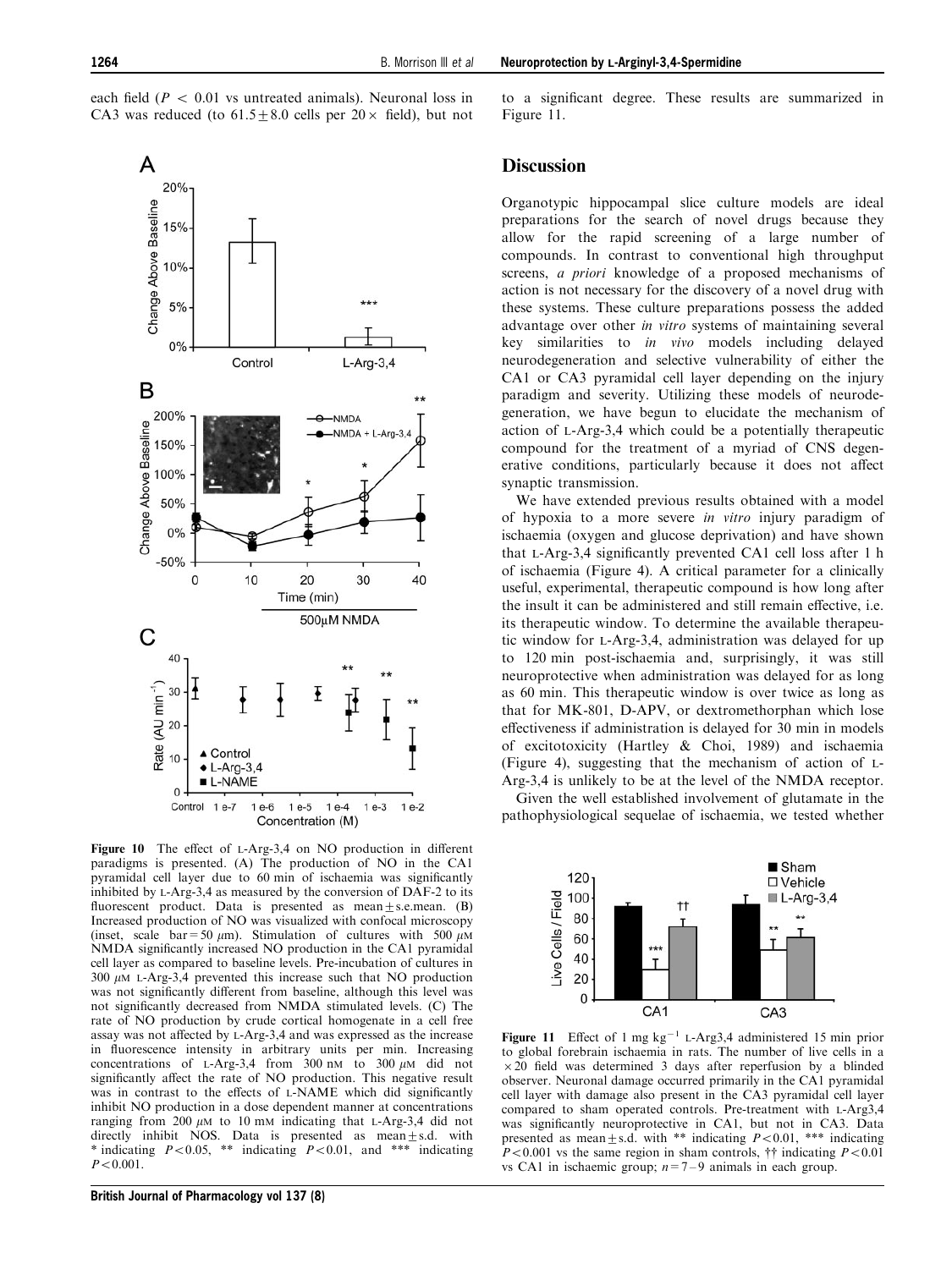each field ($P$ < 0.01 vs untreated animals). Neuronal loss in CA3 was reduced (to 61.5±8.0 cells per 20× field), but not to a significant degree. These results are summarized in Figure 11.

Figure 10 The effect of L-Arg-3,4 on NO production in different paradigms is presented. (A) The production of NO in the CA1 pyramidal cell layer due to 60 min of ischaemia was significantly inhibited by L-Arg-3,4 as measured by the conversion of DAF-2 to its fluorescent product. Data is presented as mean±s.e.mean. (B) Increased production of NO was visualized with confocal microscopy (inset, scale bar = 50 μm). Stimulation of cultures with 500 μM NMDA significantly increased NO production in the CA1 pyramidal cell layer as compared to baseline levels. Pre-incubation of cultures in 300 μM L-Arg-3,4 prevented this increase such that NO production was not significantly different from baseline, although this level was not significantly decreased from NMDA stimulated levels. (C) The rate of NO production by crude cortical homogenate in a cell free assay was not affected by L-Arg-3,4 and was expressed as the increase in fluorescence intensity in arbitrary units per min. Increasing concentrations of L-Arg-3,4 from 300 nM to 300 μM did not significantly affect the rate of NO production. This negative result was in contrast to the effects of L-NAME which did significantly inhibit NO production in a dose dependent manner at concentrations ranging from 200 μM to 10 mM indicating that L-Arg-3,4 did not directly inhibit NOS. Data is presented as mean±s.d. with * indicating $P$<0.05, ** indicating $P$<0.01, and *** indicating $P$<0.001.

## Discussion

Organotypic hippocampal slice culture models are ideal preparations for the search of novel drugs because they allow for the rapid screening of a large number of compounds. In contrast to conventional high throughput screens, *a priori* knowledge of a proposed mechanisms of action is not necessary for the discovery of a novel drug with these systems. These culture preparations possess the added advantage over other *in vitro* systems of maintaining several key similarities to *in vivo* models including delayed neurodegeneration and selective vulnerability of either the CA1 or CA3 pyramidal cell layer depending on the injury paradigm and severity. Utilizing these models of neurodegeneration, we have begun to elucidate the mechanism of action of L-Arg-3,4 which could be a potentially therapeutic compound for the treatment of a myriad of CNS degenerative conditions, particularly because it does not affect synaptic transmission.

We have extended previous results obtained with a model of hypoxia to a more severe *in vitro* injury paradigm of ischaemia (oxygen and glucose deprivation) and have shown that L-Arg-3,4 significantly prevented CA1 cell loss after 1 h of ischaemia (Figure 4). A critical parameter for a clinically useful, experimental, therapeutic compound is how long after the insult it can be administered and still remain effective, i.e. its therapeutic window. To determine the available therapeutic window for L-Arg-3,4, administration was delayed for up to 120 min post-ischaemia and, surprisingly, it was still neuroprotective when administration was delayed for as long as 60 min. This therapeutic window is over twice as long as that for MK-801, D-APV, or dextromethorphan which lose effectiveness if administration is delayed for 30 min in models of excitotoxicity (Hartley & Choi, 1989) and ischaemia (Figure 4), suggesting that the mechanism of action of L-Arg-3,4 is unlikely to be at the level of the NMDA receptor.

Given the well established involvement of glutamate in the pathophysiological sequelae of ischaemia, we tested whether

Figure 11 Effect of 1 mg kg$^{-1}$ L-Arg3,4 administered 15 min prior to global forebrain ischaemia in rats. The number of live cells in a ×20 field was determined 3 days after reperfusion by a blinded observer. Neuronal damage occurred primarily in the CA1 pyramidal cell layer with damage also present in the CA3 pyramidal cell layer compared to sham operated controls. Pre-treatment with L-Arg3,4 was significantly neuroprotective in CA1, but not in CA3. Data presented as mean±s.d. with ** indicating $P$<0.01, *** indicating $P$<0.001 vs the same region in sham controls, †† indicating $P$<0.01 vs CA1 in ischaemic group; $n$ = 7–9 animals in each group.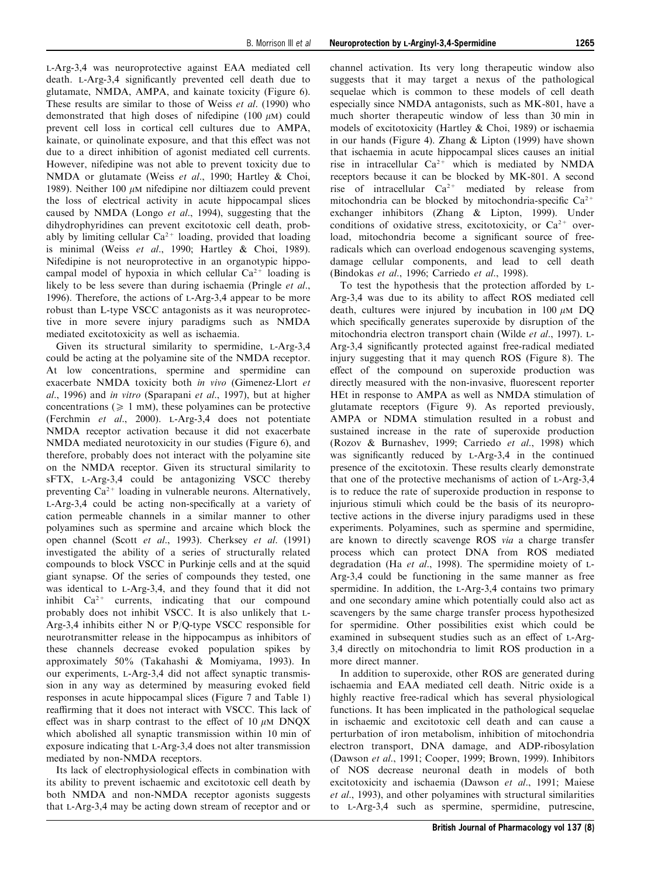L-Arg-3,4 was neuroprotective against EAA mediated cell death. L-Arg-3,4 significantly prevented cell death due to glutamate, NMDA, AMPA, and kainate toxicity (Figure 6). These results are similar to those of Weiss *et al*. (1990) who demonstrated that high doses of nifedipine (100 $\mu$M) could prevent cell loss in cortical cell cultures due to AMPA, kainate, or quinolinate exposure, and that this effect was not due to a direct inhibition of agonist mediated cell currents. However, nifedipine was not able to prevent toxicity due to NMDA or glutamate (Weiss *et al*., 1990; Hartley & Choi, 1989). Neither 100 $\mu$M nifedipine nor diltiazem could prevent the loss of electrical activity in acute hippocampal slices caused by NMDA (Longo *et al*., 1994), suggesting that the dihydrophyridines can prevent excitotoxic cell death, probably by limiting cellular $Ca^{2+}$ loading, provided that loading is minimal (Weiss *et al*., 1990; Hartley & Choi, 1989). Nifedipine is not neuroprotective in an organotypic hippocampal model of hypoxia in which cellular $Ca^{2+}$ loading is likely to be less severe than during ischaemia (Pringle *et al*., 1996). Therefore, the actions of L-Arg-3,4 appear to be more robust than L-type VSCC antagonists as it was neuroprotective in more severe injury paradigms such as NMDA mediated excitotoxicity as well as ischaemia.

Given its structural similarity to spermidine, L-Arg-3,4 could be acting at the polyamine site of the NMDA receptor. At low concentrations, spermine and spermidine can exacerbate NMDA toxicity both *in vivo* (Gimenez-Llort *et al*., 1996) and *in vitro* (Sparapani *et al*., 1997), but at higher concentrations ($\geqslant$ 1 mM), these polyamines can be protective (Ferchmin *et al*., 2000). L-Arg-3,4 does not potentiate NMDA receptor activation because it did not exacerbate NMDA mediated neurotoxicity in our studies (Figure 6), and therefore, probably does not interact with the polyamine site on the NMDA receptor. Given its structural similarity to sFTX, L-Arg-3,4 could be antagonizing VSCC thereby preventing $Ca^{2+}$ loading in vulnerable neurons. Alternatively, L-Arg-3,4 could be acting non-specifically at a variety of cation permeable channels in a similar manner to other polyamines such as spermine and arcaine which block the open channel (Scott *et al*., 1993). Cherksey *et al*. (1991) investigated the ability of a series of structurally related compounds to block VSCC in Purkinje cells and at the squid giant synapse. Of the series of compounds they tested, one was identical to L-Arg-3,4, and they found that it did not inhibit $Ca^{2+}$ currents, indicating that our compound probably does not inhibit VSCC. It is also unlikely that L-Arg-3,4 inhibits either N or P/Q-type VSCC responsible for neurotransmitter release in the hippocampus as inhibitors of these channels decrease evoked population spikes by approximately 50% (Takahashi & Momiyama, 1993). In our experiments, L-Arg-3,4 did not affect synaptic transmission in any way as determined by measuring evoked field responses in acute hippocampal slices (Figure 7 and Table 1) reaffirming that it does not interact with VSCC. This lack of effect was in sharp contrast to the effect of 10 $\mu$M DNQX which abolished all synaptic transmission within 10 min of exposure indicating that L-Arg-3,4 does not alter transmission mediated by non-NMDA receptors.

Its lack of electrophysiological effects in combination with its ability to prevent ischaemic and excitotoxic cell death by both NMDA and non-NMDA receptor agonists suggests that L-Arg-3,4 may be acting down stream of receptor and or channel activation. Its very long therapeutic window also suggests that it may target a nexus of the pathological sequelae which is common to these models of cell death especially since NMDA antagonists, such as MK-801, have a much shorter therapeutic window of less than 30 min in models of excitotoxicity (Hartley & Choi, 1989) or ischaemia in our hands (Figure 4). Zhang & Lipton (1999) have shown that ischaemia in acute hippocampal slices causes an initial rise in intracellular $Ca^{2+}$ which is mediated by NMDA receptors because it can be blocked by MK-801. A second rise of intracellular $Ca^{2+}$ mediated by release from mitochondria can be blocked by mitochondria-specific $Ca^{2+}$ exchanger inhibitors (Zhang & Lipton, 1999). Under conditions of oxidative stress, excitotoxicity, or $Ca^{2+}$ overload, mitochondria become a significant source of free-radicals which can overload endogenous scavenging systems, damage cellular components, and lead to cell death (Bindokas *et al*., 1996; Carriedo *et al*., 1998).

To test the hypothesis that the protection afforded by L-Arg-3,4 was due to its ability to affect ROS mediated cell death, cultures were injured by incubation in 100 $\mu$M DQ which specifically generates superoxide by disruption of the mitochondria electron transport chain (Wilde *et al*., 1997). L-Arg-3,4 significantly protected against free-radical mediated injury suggesting that it may quench ROS (Figure 8). The effect of the compound on superoxide production was directly measured with the non-invasive, fluorescent reporter HEt in response to AMPA as well as NMDA stimulation of glutamate receptors (Figure 9). As reported previously, AMPA or NDMA stimulation resulted in a robust and sustained increase in the rate of superoxide production (Rozov & Burnashev, 1999; Carriedo *et al*., 1998) which was significantly reduced by L-Arg-3,4 in the continued presence of the excitotoxin. These results clearly demonstrate that one of the protective mechanisms of action of L-Arg-3,4 is to reduce the rate of superoxide production in response to injurious stimuli which could be the basis of its neuroprotective actions in the diverse injury paradigms used in these experiments. Polyamines, such as spermine and spermidine, are known to directly scavenge ROS *via* a charge transfer process which can protect DNA from ROS mediated degradation (Ha *et al*., 1998). The spermidine moiety of L-Arg-3,4 could be functioning in the same manner as free spermidine. In addition, the L-Arg-3,4 contains two primary and one secondary amine which potentially could also act as scavengers by the same charge transfer process hypothesized for spermidine. Other possibilities exist which could be examined in subsequent studies such as an effect of L-Arg-3,4 directly on mitochondria to limit ROS production in a more direct manner.

In addition to superoxide, other ROS are generated during ischaemia and EAA mediated cell death. Nitric oxide is a highly reactive free-radical which has several physiological functions. It has been implicated in the pathological sequelae in ischaemic and excitotoxic cell death and can cause a perturbation of iron metabolism, inhibition of mitochondria electron transport, DNA damage, and ADP-ribosylation (Dawson *et al*., 1991; Cooper, 1999; Brown, 1999). Inhibitors of NOS decrease neuronal death in models of both excitotoxicity and ischaemia (Dawson *et al*., 1991; Maiese *et al*., 1993), and other polyamines with structural similarities to L-Arg-3,4 such as spermine, spermidine, putrescine,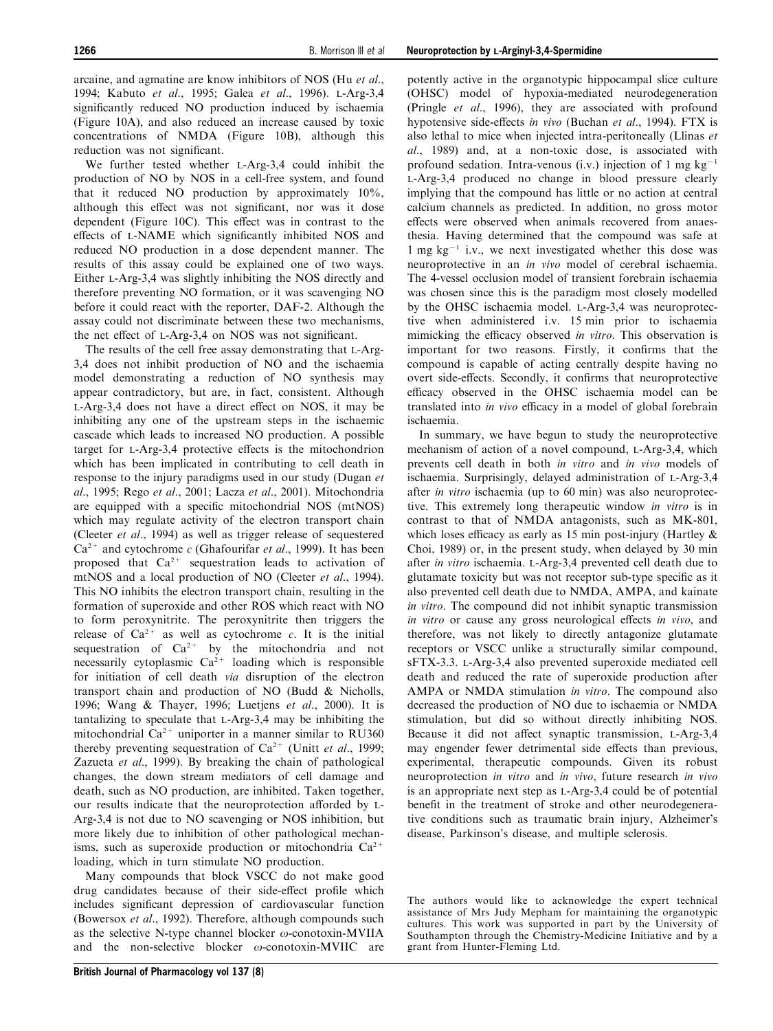arcaine, and agmatine are know inhibitors of NOS (Hu *et al*., 1994; Kabuto *et al*., 1995; Galea *et al*., 1996). L-Arg-3,4 significantly reduced NO production induced by ischaemia (Figure 10A), and also reduced an increase caused by toxic concentrations of NMDA (Figure 10B), although this reduction was not significant.

We further tested whether L-Arg-3,4 could inhibit the production of NO by NOS in a cell-free system, and found that it reduced NO production by approximately 10%, although this effect was not significant, nor was it dose dependent (Figure 10C). This effect was in contrast to the effects of L-NAME which significantly inhibited NOS and reduced NO production in a dose dependent manner. The results of this assay could be explained one of two ways. Either L-Arg-3,4 was slightly inhibiting the NOS directly and therefore preventing NO formation, or it was scavenging NO before it could react with the reporter, DAF-2. Although the assay could not discriminate between these two mechanisms, the net effect of L-Arg-3,4 on NOS was not significant.

The results of the cell free assay demonstrating that L-Arg-3,4 does not inhibit production of NO and the ischaemia model demonstrating a reduction of NO synthesis may appear contradictory, but are, in fact, consistent. Although L-Arg-3,4 does not have a direct effect on NOS, it may be inhibiting any one of the upstream steps in the ischaemic cascade which leads to increased NO production. A possible target for L-Arg-3,4 protective effects is the mitochondrion which has been implicated in contributing to cell death in response to the injury paradigms used in our study (Dugan *et al*., 1995; Rego *et al*., 2001; Lacza *et al*., 2001). Mitochondria are equipped with a specific mitochondrial NOS (mtNOS) which may regulate activity of the electron transport chain (Cleeter *et al*., 1994) as well as trigger release of sequestered $Ca^{2+}$ and cytochrome *c* (Ghafourifar *et al*., 1999). It has been proposed that $Ca^{2+}$ sequestration leads to activation of mtNOS and a local production of NO (Cleeter *et al*., 1994). This NO inhibits the electron transport chain, resulting in the formation of superoxide and other ROS which react with NO to form peroxynitrite. The peroxynitrite then triggers the release of $Ca^{2+}$ as well as cytochrome *c*. It is the initial sequestration of $Ca^{2+}$ by the mitochondria and not necessarily cytoplasmic $Ca^{2+}$ loading which is responsible for initiation of cell death *via* disruption of the electron transport chain and production of NO (Budd & Nicholls, 1996; Wang & Thayer, 1996; Luetjens *et al*., 2000). It is tantalizing to speculate that L-Arg-3,4 may be inhibiting the mitochondrial $Ca^{2+}$ uniporter in a manner similar to RU360 thereby preventing sequestration of $Ca^{2+}$ (Unitt *et al*., 1999; Zazueta *et al*., 1999). By breaking the chain of pathological changes, the down stream mediators of cell damage and death, such as NO production, are inhibited. Taken together, our results indicate that the neuroprotection afforded by L-Arg-3,4 is not due to NO scavenging or NOS inhibition, but more likely due to inhibition of other pathological mechanisms, such as superoxide production or mitochondria $Ca^{2+}$ loading, which in turn stimulate NO production.

Many compounds that block VSCC do not make good drug candidates because of their side-effect profile which includes significant depression of cardiovascular function (Bowersox *et al*., 1992). Therefore, although compounds such as the selective N-type channel blocker $\omega$-conotoxin-MVIIA and the non-selective blocker $\omega$-conotoxin-MVIIC are potently active in the organotypic hippocampal slice culture (OHSC) model of hypoxia-mediated neurodegeneration (Pringle *et al*., 1996), they are associated with profound hypotensive side-effects *in vivo* (Buchan *et al*., 1994). FTX is also lethal to mice when injected intra-peritoneally (Llinas *et al*., 1989) and, at a non-toxic dose, is associated with profound sedation. Intra-venous (i.v.) injection of 1 mg $kg^{-1}$ L-Arg-3,4 produced no change in blood pressure clearly implying that the compound has little or no action at central calcium channels as predicted. In addition, no gross motor effects were observed when animals recovered from anaesthesia. Having determined that the compound was safe at 1 mg $kg^{-1}$ i.v., we next investigated whether this dose was neuroprotective in an *in vivo* model of cerebral ischaemia. The 4-vessel occlusion model of transient forebrain ischaemia was chosen since this is the paradigm most closely modelled by the OHSC ischaemia model. L-Arg-3,4 was neuroprotective when administered i.v. 15 min prior to ischaemia mimicking the efficacy observed *in vitro*. This observation is important for two reasons. Firstly, it confirms that the compound is capable of acting centrally despite having no overt side-effects. Secondly, it confirms that neuroprotective efficacy observed in the OHSC ischaemia model can be translated into *in vivo* efficacy in a model of global forebrain ischaemia.

In summary, we have begun to study the neuroprotective mechanism of action of a novel compound, L-Arg-3,4, which prevents cell death in both *in vitro* and *in vivo* models of ischaemia. Surprisingly, delayed administration of L-Arg-3,4 after *in vitro* ischaemia (up to 60 min) was also neuroprotective. This extremely long therapeutic window *in vitro* is in contrast to that of NMDA antagonists, such as MK-801, which loses efficacy as early as 15 min post-injury (Hartley & Choi, 1989) or, in the present study, when delayed by 30 min after *in vitro* ischaemia. L-Arg-3,4 prevented cell death due to glutamate toxicity but was not receptor sub-type specific as it also prevented cell death due to NMDA, AMPA, and kainate *in vitro*. The compound did not inhibit synaptic transmission *in vitro* or cause any gross neurological effects *in vivo*, and therefore, was not likely to directly antagonize glutamate receptors or VSCC unlike a structurally similar compound, sFTX-3.3. L-Arg-3,4 also prevented superoxide mediated cell death and reduced the rate of superoxide production after AMPA or NMDA stimulation *in vitro*. The compound also decreased the production of NO due to ischaemia or NMDA stimulation, but did so without directly inhibiting NOS. Because it did not affect synaptic transmission, L-Arg-3,4 may engender fewer detrimental side effects than previous, experimental, therapeutic compounds. Given its robust neuroprotection *in vitro* and *in vivo*, future research *in vivo* is an appropriate next step as L-Arg-3,4 could be of potential benefit in the treatment of stroke and other neurodegenerative conditions such as traumatic brain injury, Alzheimer's disease, Parkinson's disease, and multiple sclerosis.

The authors would like to acknowledge the expert technical assistance of Mrs Judy Mepham for maintaining the organotypic cultures. This work was supported in part by the University of Southampton through the Chemistry-Medicine Initiative and by a grant from Hunter-Fleming Ltd.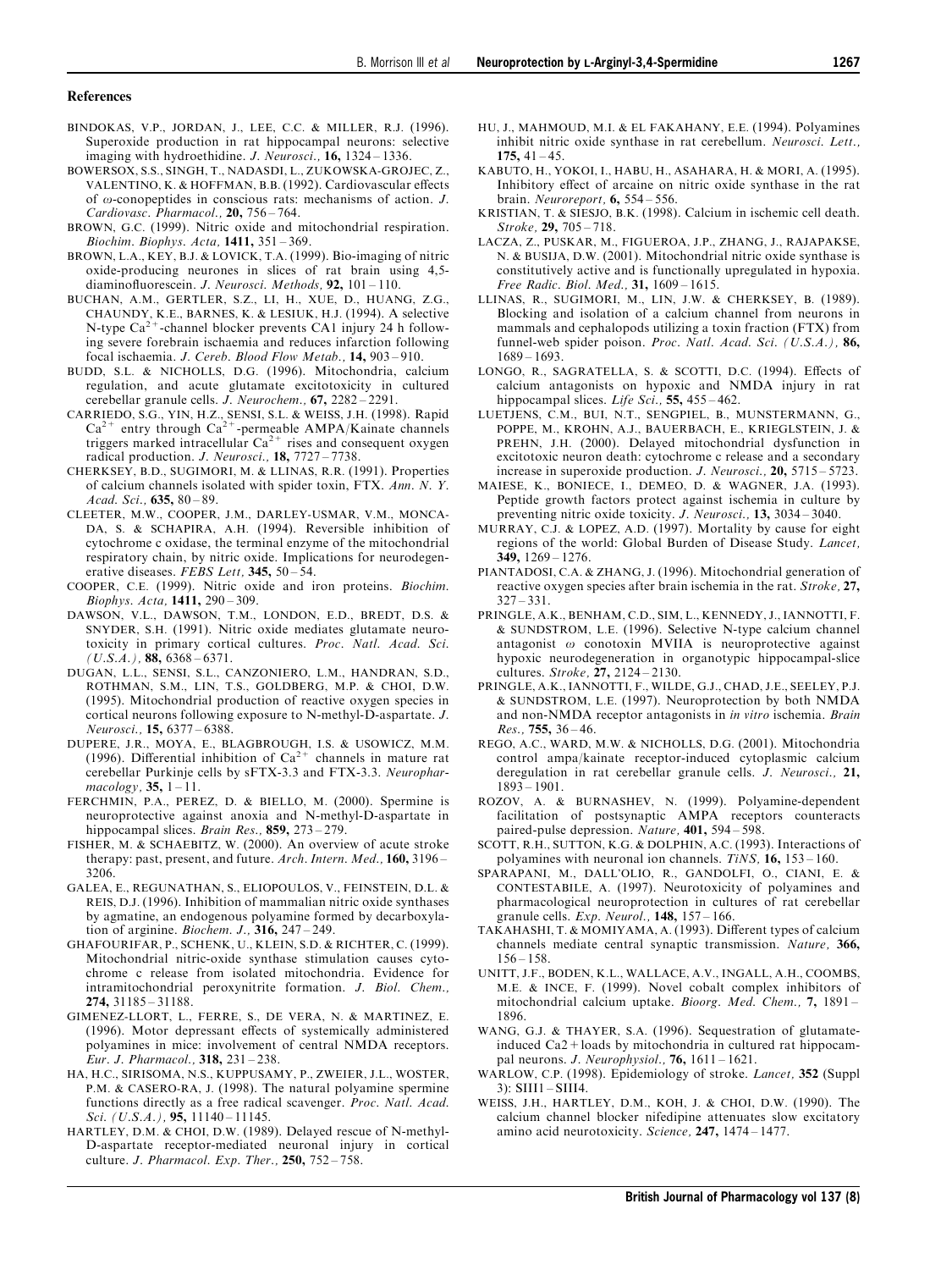## References

BINDOKAS, V.P., JORDAN, J., LEE, C.C. & MILLER, R.J. (1996). Superoxide production in rat hippocampal neurons: selective imaging with hydroethidine. *J. Neurosci.,* **16,** 1324 – 1336.

BOWERSOX, S.S., SINGH, T., NADASDI, L., ZUKOWSKA-GROJEC, Z., VALENTINO, K. & HOFFMAN, B.B. (1992). Cardiovascular effects of ω-conopeptides in conscious rats: mechanisms of action. *J. Cardiovasc. Pharmacol.,* **20,** 756 – 764.

BROWN, G.C. (1999). Nitric oxide and mitochondrial respiration. *Biochim. Biophys. Acta,* **1411,** 351 – 369.

BROWN, L.A., KEY, B.J. & LOVICK, T.A. (1999). Bio-imaging of nitric oxide-producing neurones in slices of rat brain using 4,5-diaminofluorescein. *J. Neurosci. Methods,* **92,** 101 – 110.

BUCHAN, A.M., GERTLER, S.Z., LI, H., XUE, D., HUANG, Z.G., CHAUNDY, K.E., BARNES, K. & LESIUK, H.J. (1994). A selective N-type $Ca^{2+}$-channel blocker prevents CA1 injury 24 h following severe forebrain ischaemia and reduces infarction following focal ischaemia. *J. Cereb. Blood Flow Metab.,* **14,** 903 – 910.

BUDD, S.L. & NICHOLLS, D.G. (1996). Mitochondria, calcium regulation, and acute glutamate excitotoxicity in cultured cerebellar granule cells. *J. Neurochem.,* **67,** 2282 – 2291.

CARRIEDO, S.G., YIN, H.Z., SENSI, S.L. & WEISS, J.H. (1998). Rapid $Ca^{2+}$ entry through $Ca^{2+}$-permeable AMPA/Kainate channels triggers marked intracellular $Ca^{2+}$ rises and consequent oxygen radical production. *J. Neurosci.,* **18,** 7727 – 7738.

CHERKSEY, B.D., SUGIMORI, M. & LLINAS, R.R. (1991). Properties of calcium channels isolated with spider toxin, FTX. *Ann. N. Y. Acad. Sci.,* **635,** 80 – 89.

CLEETER, M.W., COOPER, J.M., DARLEY-USMAR, V.M., MONCADA, S. & SCHAPIRA, A.H. (1994). Reversible inhibition of cytochrome c oxidase, the terminal enzyme of the mitochondrial respiratory chain, by nitric oxide. Implications for neurodegenerative diseases. *FEBS Lett,* **345,** 50 – 54.

COOPER, C.E. (1999). Nitric oxide and iron proteins. *Biochim. Biophys. Acta,* **1411,** 290 – 309.

DAWSON, V.L., DAWSON, T.M., LONDON, E.D., BREDT, D.S. & SNYDER, S.H. (1991). Nitric oxide mediates glutamate neurotoxicity in primary cortical cultures. *Proc. Natl. Acad. Sci. (U.S.A.),* **88,** 6368 – 6371.

DUGAN, L.L., SENSI, S.L., CANZONIERO, L.M., HANDRAN, S.D., ROTHMAN, S.M., LIN, T.S., GOLDBERG, M.P. & CHOI, D.W. (1995). Mitochondrial production of reactive oxygen species in cortical neurons following exposure to N-methyl-D-aspartate. *J. Neurosci.,* **15,** 6377 – 6388.

DUPERE, J.R., MOYA, E., BLAGBROUGH, I.S. & USOWICZ, M.M. (1996). Differential inhibition of $Ca^{2+}$ channels in mature rat cerebellar Purkinje cells by sFTX-3.3 and FTX-3.3. *Neuropharmacology,* **35,** 1 – 11.

FERCHMIN, P.A., PEREZ, D. & BIELLO, M. (2000). Spermine is neuroprotective against anoxia and N-methyl-D-aspartate in hippocampal slices. *Brain Res.,* **859,** 273 – 279.

FISHER, M. & SCHAEBITZ, W. (2000). An overview of acute stroke therapy: past, present, and future. *Arch. Intern. Med.,* **160,** 3196 – 3206.

GALEA, E., REGUNATHAN, S., ELIOPOULOS, V., FEINSTEIN, D.L. & REIS, D.J. (1996). Inhibition of mammalian nitric oxide synthases by agmatine, an endogenous polyamine formed by decarboxylation of arginine. *Biochem. J.,* **316,** 247 – 249.

GHAFOURIFAR, P., SCHENK, U., KLEIN, S.D. & RICHTER, C. (1999). Mitochondrial nitric-oxide synthase stimulation causes cytochrome c release from isolated mitochondria. Evidence for intramitochondrial peroxynitrite formation. *J. Biol. Chem.,* **274,** 31185 – 31188.

GIMENEZ-LLORT, L., FERRE, S., DE VERA, N. & MARTINEZ, E. (1996). Motor depressant effects of systemically administered polyamines in mice: involvement of central NMDA receptors. *Eur. J. Pharmacol.,* **318,** 231 – 238.

HA, H.C., SIRISOMA, N.S., KUPPUSAMY, P., ZWEIER, J.L., WOSTER, P.M. & CASERO-RA, J. (1998). The natural polyamine spermine functions directly as a free radical scavenger. *Proc. Natl. Acad. Sci. (U.S.A.),* **95,** 11140 – 11145.

HARTLEY, D.M. & CHOI, D.W. (1989). Delayed rescue of N-methyl-D-aspartate receptor-mediated neuronal injury in cortical culture. *J. Pharmacol. Exp. Ther.,* **250,** 752 – 758.

HU, J., MAHMOUD, M.I. & EL FAKAHANY, E.E. (1994). Polyamines inhibit nitric oxide synthase in rat cerebellum. *Neurosci. Lett.,* **175,** 41 – 45.

KABUTO, H., YOKOI, I., HABU, H., ASAHARA, H. & MORI, A. (1995). Inhibitory effect of arcaine on nitric oxide synthase in the rat brain. *Neuroreport,* **6,** 554 – 556.

KRISTIAN, T. & SIESJO, B.K. (1998). Calcium in ischemic cell death. *Stroke,* **29,** 705 – 718.

LACZA, Z., PUSKAR, M., FIGUEROA, J.P., ZHANG, J., RAJAPAKSE, N. & BUSIJA, D.W. (2001). Mitochondrial nitric oxide synthase is constitutively active and is functionally upregulated in hypoxia. *Free Radic. Biol. Med.,* **31,** 1609 – 1615.

LLINAS, R., SUGIMORI, M., LIN, J.W. & CHERKSEY, B. (1989). Blocking and isolation of a calcium channel from neurons in mammals and cephalopods utilizing a toxin fraction (FTX) from funnel-web spider poison. *Proc. Natl. Acad. Sci. (U.S.A.),* **86,** 1689 – 1693.

LONGO, R., SAGRATELLA, S. & SCOTTI, D.C. (1994). Effects of calcium antagonists on hypoxic and NMDA injury in rat hippocampal slices. *Life Sci.,* **55,** 455 – 462.

LUETJENS, C.M., BUI, N.T., SENGPIEL, B., MUNSTERMANN, G., POPPE, M., KROHN, A.J., BAUERBACH, E., KRIEGLSTEIN, J. & PREHN, J.H. (2000). Delayed mitochondrial dysfunction in excitotoxic neuron death: cytochrome c release and a secondary increase in superoxide production. *J. Neurosci.,* **20,** 5715 – 5723.

MAIESE, K., BONIECE, I., DEMEO, D. & WAGNER, J.A. (1993). Peptide growth factors protect against ischemia in culture by preventing nitric oxide toxicity. *J. Neurosci.,* **13,** 3034 – 3040.

MURRAY, C.J. & LOPEZ, A.D. (1997). Mortality by cause for eight regions of the world: Global Burden of Disease Study. *Lancet,* **349,** 1269 – 1276.

PIANTADOSI, C.A. & ZHANG, J. (1996). Mitochondrial generation of reactive oxygen species after brain ischemia in the rat. *Stroke,* **27,** 327 – 331.

PRINGLE, A.K., BENHAM, C.D., SIM, L., KENNEDY, J., IANNOTTI, F. & SUNDSTROM, L.E. (1996). Selective N-type calcium channel antagonist ω conotoxin MVIIA is neuroprotective against hypoxic neurodegeneration in organotypic hippocampal-slice cultures. *Stroke,* **27,** 2124 – 2130.

PRINGLE, A.K., IANNOTTI, F., WILDE, G.J., CHAD, J.E., SEELEY, P.J. & SUNDSTROM, L.E. (1997). Neuroprotection by both NMDA and non-NMDA receptor antagonists in *in vitro* ischemia. *Brain Res.,* **755,** 36 – 46.

REGO, A.C., WARD, M.W. & NICHOLLS, D.G. (2001). Mitochondria control ampa/kainate receptor-induced cytoplasmic calcium deregulation in rat cerebellar granule cells. *J. Neurosci.,* **21,** 1893 – 1901.

ROZOV, A. & BURNASHEV, N. (1999). Polyamine-dependent facilitation of postsynaptic AMPA receptors counteracts paired-pulse depression. *Nature,* **401,** 594 – 598.

SCOTT, R.H., SUTTON, K.G. & DOLPHIN, A.C. (1993). Interactions of polyamines with neuronal ion channels. *TiNS,* **16,** 153 – 160.

SPARAPANI, M., DALL'OLIO, R., GANDOLFI, O., CIANI, E. & CONTESTABILE, A. (1997). Neurotoxicity of polyamines and pharmacological neuroprotection in cultures of rat cerebellar granule cells. *Exp. Neurol.,* **148,** 157 – 166.

TAKAHASHI, T. & MOMIYAMA, A. (1993). Different types of calcium channels mediate central synaptic transmission. *Nature,* **366,** 156 – 158.

UNITT, J.F., BODEN, K.L., WALLACE, A.V., INGALL, A.H., COOMBS, M.E. & INCE, F. (1999). Novel cobalt complex inhibitors of mitochondrial calcium uptake. *Bioorg. Med. Chem.,* **7,** 1891 – 1896.

WANG, G.J. & THAYER, S.A. (1996). Sequestration of glutamate-induced Ca2+loads by mitochondria in cultured rat hippocampal neurons. *J. Neurophysiol.,* **76,** 1611 – 1621.

WARLOW, C.P. (1998). Epidemiology of stroke. *Lancet,* **352** (Suppl 3): SIII1 – SIII4.

WEISS, J.H., HARTLEY, D.M., KOH, J. & CHOI, D.W. (1990). The calcium channel blocker nifedipine attenuates slow excitatory amino acid neurotoxicity. *Science,* **247,** 1474 – 1477.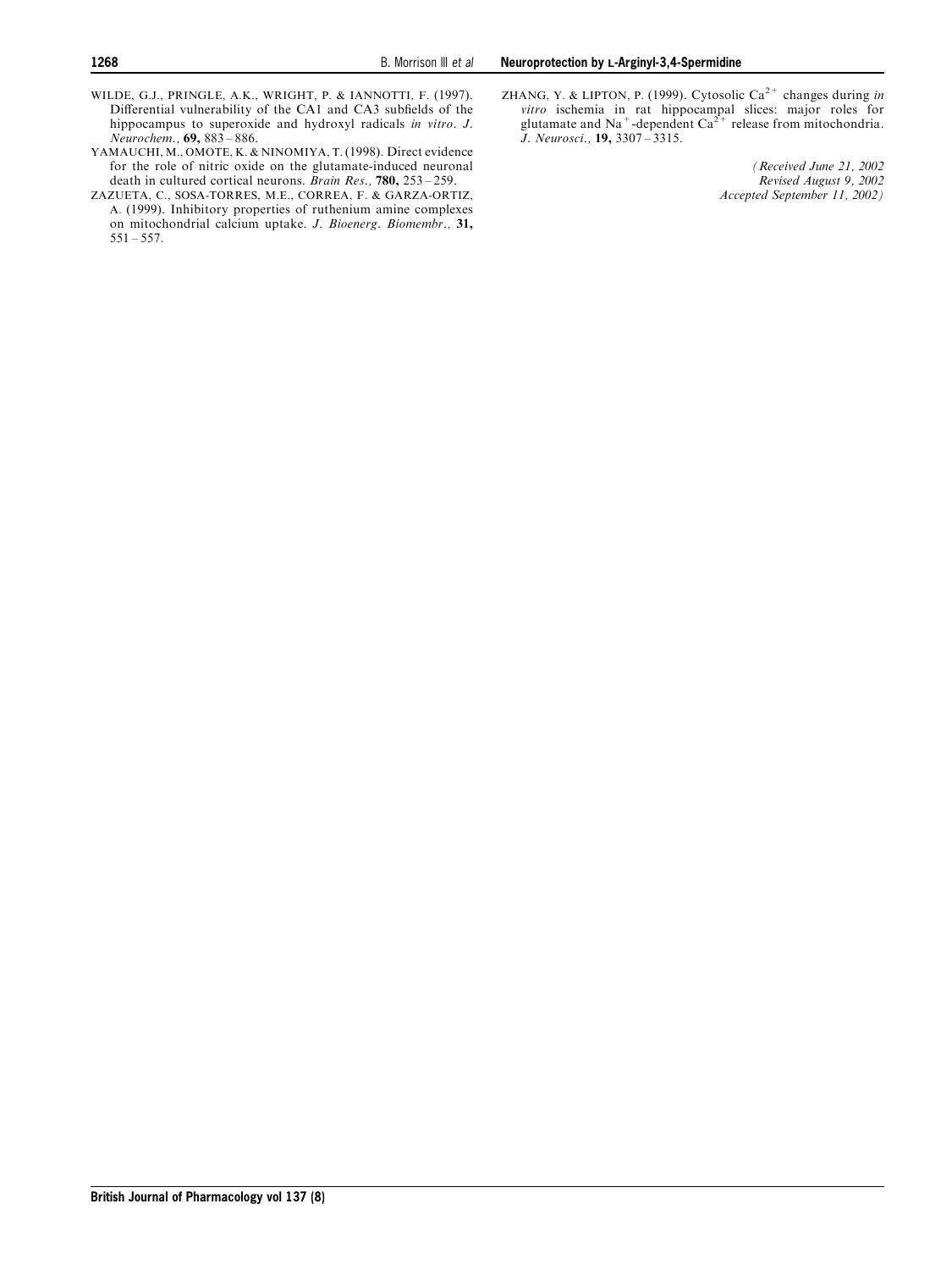WILDE, G.J., PRINGLE, A.K., WRIGHT, P. & IANNOTTI, F. (1997). Differential vulnerability of the CA1 and CA3 subfields of the hippocampus to superoxide and hydroxyl radicals *in vitro*. *J. Neurochem.*, **69,** 883–886.

YAMAUCHI, M., OMOTE, K. & NINOMIYA, T. (1998). Direct evidence for the role of nitric oxide on the glutamate-induced neuronal death in cultured cortical neurons. *Brain Res.*, **780,** 253–259.

ZAZUETA, C., SOSA-TORRES, M.E., CORREA, F. & GARZA-ORTIZ, A. (1999). Inhibitory properties of ruthenium amine complexes on mitochondrial calcium uptake. *J. Bioenerg. Biomembr.*, **31,** 551–557.

ZHANG, Y. & LIPTON, P. (1999). Cytosolic $Ca^{2+}$ changes during *in vitro* ischemia in rat hippocampal slices: major roles for glutamate and $Na^{+}$-dependent $Ca^{2+}$ release from mitochondria. *J. Neurosci.*, **19,** 3307–3315.

*(Received June 21, 2002*
*Revised August 9, 2002*
*Accepted September 11, 2002)*